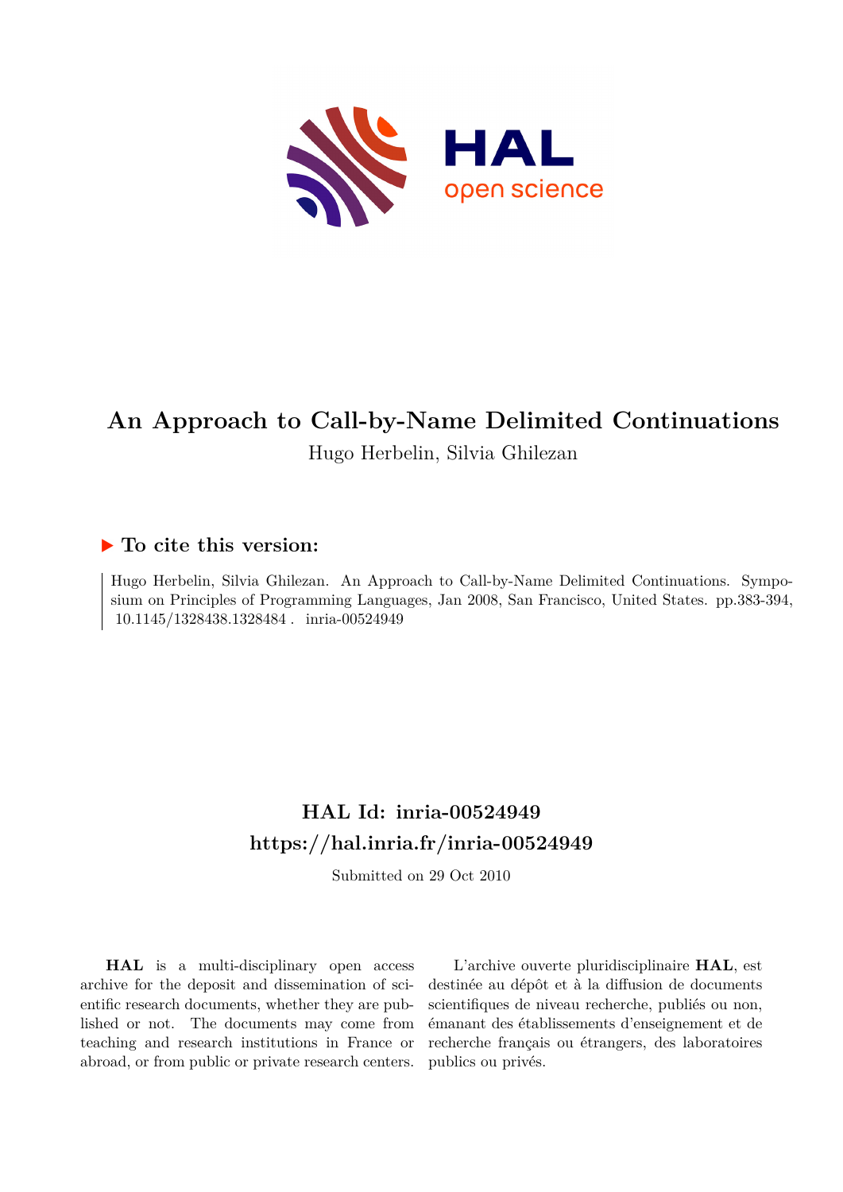# An Approach to Call-by-Name Delimited Continuations

Hugo Herbelin, Silvia Ghilezan

## ▶ To cite this version:

Hugo Herbelin, Silvia Ghilezan. An Approach to Call-by-Name Delimited Continuations. Symposium on Principles of Programming Languages, Jan 2008, San Francisco, United States. pp.383-394, 10.1145/1328438.1328484 . inria-00524949

## HAL Id: inria-00524949

## https://hal.inria.fr/inria-00524949

Submitted on 29 Oct 2010

**HAL** is a multi-disciplinary open access archive for the deposit and dissemination of scientific research documents, whether they are published or not. The documents may come from teaching and research institutions in France or abroad, or from public or private research centers.

L'archive ouverte pluridisciplinaire **HAL**, est destinée au dépôt et à la diffusion de documents scientifiques de niveau recherche, publiés ou non, émanant des établissements d'enseignement et de recherche français ou étrangers, des laboratoires publics ou privés.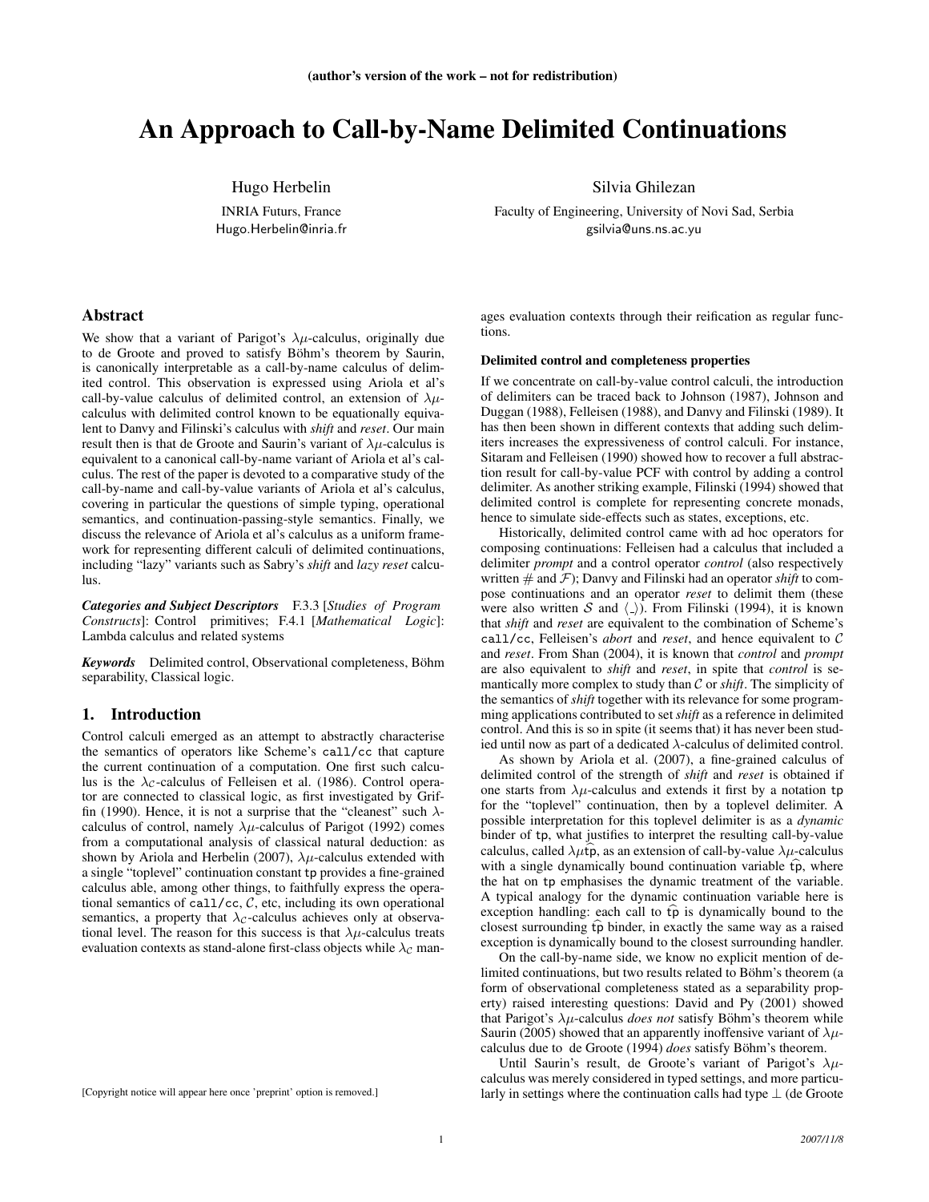(author's version of the work – not for redistribution)

# An Approach to Call-by-Name Delimited Continuations

Hugo Herbelin
INRIA Futurs, France
Hugo.Herbelin@inria.fr

Silvia Ghilezan
Faculty of Engineering, University of Novi Sad, Serbia
gsilvia@uns.ns.ac.yu

## Abstract

We show that a variant of Parigot's $\lambda\mu$-calculus, originally due to de Groote and proved to satisfy Böhm's theorem by Saurin, is canonically interpretable as a call-by-name calculus of delimited control. This observation is expressed using Ariola et al's call-by-value calculus of delimited control, an extension of $\lambda\mu$-calculus with delimited control known to be equationally equivalent to Danvy and Filinski's calculus with *shift* and *reset*. Our main result then is that de Groote and Saurin's variant of $\lambda\mu$-calculus is equivalent to a canonical call-by-name variant of Ariola et al's calculus. The rest of the paper is devoted to a comparative study of the call-by-name and call-by-value variants of Ariola et al's calculus, covering in particular the questions of simple typing, operational semantics, and continuation-passing-style semantics. Finally, we discuss the relevance of Ariola et al's calculus as a uniform framework for representing different calculi of delimited continuations, including "lazy" variants such as Sabry's *shift* and *lazy reset* calculus.

***Categories and Subject Descriptors*** F.3.3 [*Studies of Program Constructs*]: Control primitives; F.4.1 [*Mathematical Logic*]: Lambda calculus and related systems

***Keywords*** Delimited control, Observational completeness, Böhm separability, Classical logic.

## 1. Introduction

Control calculi emerged as an attempt to abstractly characterise the semantics of operators like Scheme's `call/cc` that capture the current continuation of a computation. One first such calculus is the $\lambda_{\mathcal{C}}$-calculus of Felleisen et al. (1986). Control operator are connected to classical logic, as first investigated by Griffin (1990). Hence, it is not a surprise that the "cleanest" such $\lambda$-calculus of control, namely $\lambda\mu$-calculus of Parigot (1992) comes from a computational analysis of classical natural deduction: as shown by Ariola and Herbelin (2007), $\lambda\mu$-calculus extended with a single "toplevel" continuation constant tp provides a fine-grained calculus able, among other things, to faithfully express the operational semantics of `call/cc`, $\mathcal{C}$, etc, including its own operational semantics, a property that $\lambda_{\mathcal{C}}$-calculus achieves only at observational level. The reason for this success is that $\lambda\mu$-calculus treats evaluation contexts as stand-alone first-class objects while $\lambda_{\mathcal{C}}$ manages evaluation contexts through their reification as regular functions.

#### Delimited control and completeness properties

If we concentrate on call-by-value control calculi, the introduction of delimiters can be traced back to Johnson (1987), Johnson and Duggan (1988), Felleisen (1988), and Danvy and Filinski (1989). It has then been shown in different contexts that adding such delimiters increases the expressiveness of control calculi. For instance, Sitaram and Felleisen (1990) showed how to recover a full abstraction result for call-by-value PCF with control by adding a control delimiter. As another striking example, Filinski (1994) showed that delimited control is complete for representing concrete monads, hence to simulate side-effects such as states, exceptions, etc.

Historically, delimited control came with ad hoc operators for composing continuations: Felleisen had a calculus that included a delimiter *prompt* and a control operator *control* (also respectively written $\#$ and $\mathcal{F}$); Danvy and Filinski had an operator *shift* to compose continuations and an operator *reset* to delimit them (these were also written $\mathcal{S}$ and $\langle\_\rangle$). From Filinski (1994), it is known that *shift* and *reset* are equivalent to the combination of Scheme's `call/cc`, Felleisen's *abort* and *reset*, and hence equivalent to $\mathcal{C}$ and *reset*. From Shan (2004), it is known that *control* and *prompt* are also equivalent to *shift* and *reset*, in spite that *control* is semantically more complex to study than $\mathcal{C}$ or *shift*. The simplicity of the semantics of *shift* together with its relevance for some programming applications contributed to set *shift* as a reference in delimited control. And this is so in spite (it seems that) it has never been studied until now as part of a dedicated $\lambda$-calculus of delimited control.

As shown by Ariola et al. (2007), a fine-grained calculus of delimited control of the strength of *shift* and *reset* is obtained if one starts from $\lambda\mu$-calculus and extends it first by a notation tp for the "toplevel" continuation, then by a toplevel delimiter. A possible interpretation for this toplevel delimiter is as a *dynamic* binder of tp, what justifies to interpret the resulting call-by-value calculus, called $\lambda\mu\widehat{\text{tp}}$, as an extension of call-by-value $\lambda\mu$-calculus with a single dynamically bound continuation variable $\widehat{\text{tp}}$, where the hat on tp emphasises the dynamic treatment of the variable. A typical analogy for the dynamic continuation variable here is exception handling: each call to $\widehat{\text{tp}}$ is dynamically bound to the closest surrounding $\widehat{\text{tp}}$ binder, in exactly the same way as a raised exception is dynamically bound to the closest surrounding handler.

On the call-by-name side, we know no explicit mention of delimited continuations, but two results related to Böhm's theorem (a form of observational completeness stated as a separability property) raised interesting questions: David and Py (2001) showed that Parigot's $\lambda\mu$-calculus *does not* satisfy Böhm's theorem while Saurin (2005) showed that an apparently inoffensive variant of $\lambda\mu$-calculus due to de Groote (1994) *does* satisfy Böhm's theorem.

Until Saurin's result, de Groote's variant of Parigot's $\lambda\mu$-calculus was merely considered in typed settings, and more particularly in settings where the continuation calls had type $\bot$ (de Groote

[Copyright notice will appear here once 'preprint' option is removed.]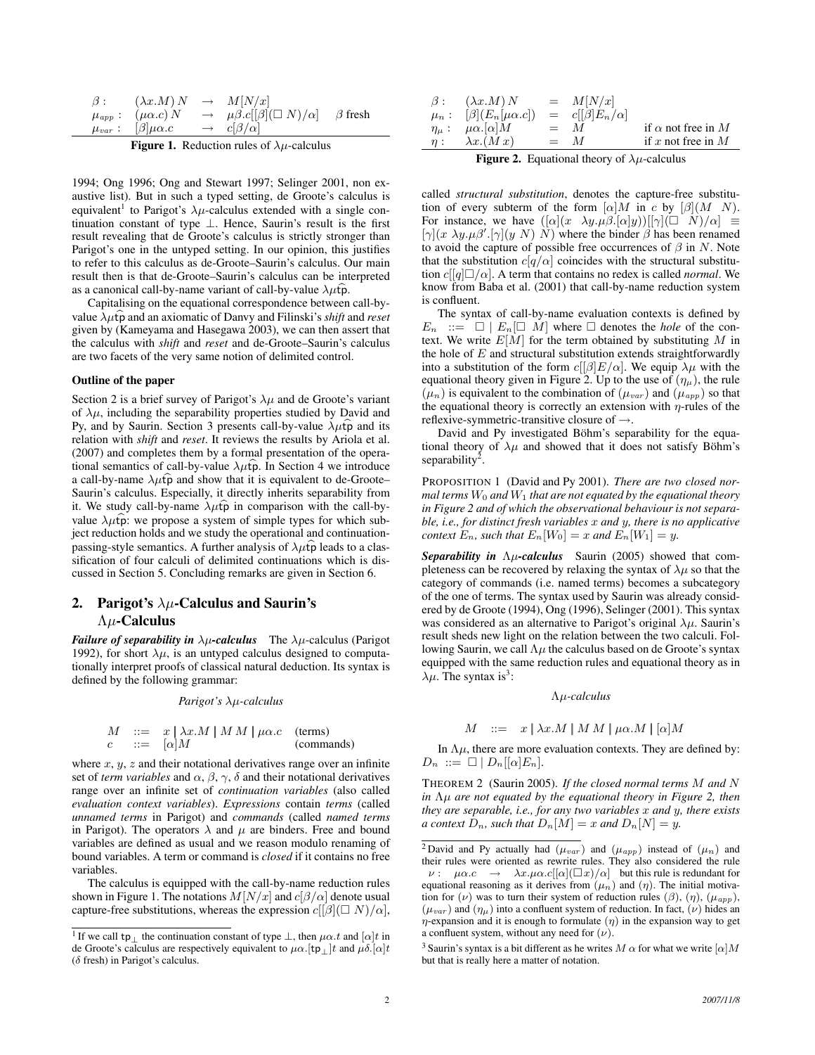$$
\begin{array}{llll}
\beta: & (\lambda x.M)\,N & \rightarrow & M[N/x] \\
\mu_{app}: & (\mu\alpha.c)\,N & \rightarrow & \mu\beta.c[[\beta](\Box\ N)/\alpha] \quad \beta \text{ fresh} \\
\mu_{var}: & [\beta]\mu\alpha.c & \rightarrow & c[\beta/\alpha]
\end{array}
$$

**Figure 1.** Reduction rules of $\lambda\mu$-calculus

1994; Ong 1996; Ong and Stewart 1997; Selinger 2001, non exaustive list). But in such a typed setting, de Groote's calculus is equivalent[1] to Parigot's $\lambda\mu$-calculus extended with a single continuation constant of type $\bot$. Hence, Saurin's result is the first result revealing that de Groote's calculus is strictly stronger than Parigot's one in the untyped setting. In our opinion, this justifies to refer to this calculus as de-Groote–Saurin's calculus. Our main result then is that de-Groote–Saurin's calculus can be interpreted as a canonical call-by-name variant of call-by-value $\lambda\mu\widehat{\mathtt{tp}}$.

Capitalising on the equational correspondence between call-by-value $\lambda\mu\widehat{\mathtt{tp}}$ and an axiomatic of Danvy and Filinski's *shift* and *reset* given by (Kameyama and Hasegawa 2003), we can then assert that the calculus with *shift* and *reset* and de-Groote–Saurin's calculus are two facets of the very same notion of delimited control.

**Outline of the paper**

Section 2 is a brief survey of Parigot's $\lambda\mu$ and de Groote's variant of $\lambda\mu$, including the separability properties studied by David and Py, and by Saurin. Section 3 presents call-by-value $\lambda\mu\widehat{\mathtt{tp}}$ and its relation with *shift* and *reset*. It reviews the results by Ariola et al. (2007) and completes them by a formal presentation of the operational semantics of call-by-value $\lambda\mu\widehat{\mathtt{tp}}$. In Section 4 we introduce a call-by-name $\lambda\mu\widehat{\mathtt{tp}}$ and show that it is equivalent to de-Groote–Saurin's calculus. Especially, it directly inherits separability from it. We study call-by-name $\lambda\mu\widehat{\mathtt{tp}}$ in comparison with the call-by-value $\lambda\mu\widehat{\mathtt{tp}}$: we propose a system of simple types for which subject reduction holds and we study the operational and continuation-passing-style semantics. A further analysis of $\lambda\mu\widehat{\mathtt{tp}}$ leads to a classification of four calculi of delimited continuations which is discussed in Section 5. Concluding remarks are given in Section 6.

## 2. Parigot's $\lambda\mu$-Calculus and Saurin's $\Lambda\mu$-Calculus

***Failure of separability in $\lambda\mu$-calculus*** The $\lambda\mu$-calculus (Parigot 1992), for short $\lambda\mu$, is an untyped calculus designed to computationally interpret proofs of classical natural deduction. Its syntax is defined by the following grammar:

*Parigot's $\lambda\mu$-calculus*

$$
\begin{array}{lll}
M & ::= & x \mid \lambda x.M \mid M\,M \mid \mu\alpha.c \quad \text{(terms)} \\
c & ::= & [\alpha]M \quad \text{(commands)}
\end{array}
$$

where $x$, $y$, $z$ and their notational derivatives range over an infinite set of *term variables* and $\alpha$, $\beta$, $\gamma$, $\delta$ and their notational derivatives range over an infinite set of *continuation variables* (also called *evaluation context variables*). *Expressions* contain *terms* (called *unnamed terms* in Parigot) and *commands* (called *named terms* in Parigot). The operators $\lambda$ and $\mu$ are binders. Free and bound variables are defined as usual and we reason modulo renaming of bound variables. A term or command is *closed* if it contains no free variables.

The calculus is equipped with the call-by-name reduction rules shown in Figure 1. The notations $M[N/x]$ and $c[\beta/\alpha]$ denote usual capture-free substitutions, whereas the expression $c[[\beta](\Box\ N)/\alpha]$, called *structural substitution*, denotes the capture-free substitution of every subterm of the form $[\alpha]M$ in $c$ by $[\beta](M\ \ N)$. For instance, we have $([\alpha](x\ \ \lambda y.\mu\beta.[\alpha]y))[[\gamma](\Box\ \ N)/\alpha] \equiv [\gamma](x\ \lambda y.\mu\beta'.[\gamma](y\ N)\ N)$ where the binder $\beta$ has been renamed to avoid the capture of possible free occurrences of $\beta$ in $N$. Note that the substitution $c[q/\alpha]$ coincides with the structural substitution $c[[q]\Box/\alpha]$. A term that contains no redex is called *normal*. We know from Baba et al. (2001) that call-by-name reduction system is confluent.

$$
\begin{array}{llll}
\beta: & (\lambda x.M)\,N & = & M[N/x] \\
\mu_n: & [\beta](E_n[\mu\alpha.c]) & = & c[[\beta]E_n/\alpha] \\
\eta_\mu: & \mu\alpha.[\alpha]M & = & M \quad \text{if } \alpha \text{ not free in } M \\
\eta: & \lambda x.(M\,x) & = & M \quad \text{if } x \text{ not free in } M
\end{array}
$$

**Figure 2.** Equational theory of $\lambda\mu$-calculus

The syntax of call-by-name evaluation contexts is defined by $E_n\ ::=\ \Box \mid E_n[\Box\ M]$ where $\Box$ denotes the *hole* of the context. We write $E[M]$ for the term obtained by substituting $M$ in the hole of $E$ and structural substitution extends straightforwardly into a substitution of the form $c[[\beta]E/\alpha]$. We equip $\lambda\mu$ with the equational theory given in Figure 2. Up to the use of $(\eta_\mu)$, the rule $(\mu_n)$ is equivalent to the combination of $(\mu_{var})$ and $(\mu_{app})$ so that the equational theory is correctly an extension with $\eta$-rules of the reflexive-symmetric-transitive closure of $\rightarrow$.

David and Py investigated Böhm's separability for the equational theory of $\lambda\mu$ and showed that it does not satisfy Böhm's separability[2].

PROPOSITION 1 (David and Py 2001). *There are two closed normal terms $W_0$ and $W_1$ that are not equated by the equational theory in Figure 2 and of which the observational behaviour is not separable, i.e., for distinct fresh variables $x$ and $y$, there is no applicative context $E_n$, such that $E_n[W_0] = x$ and $E_n[W_1] = y$.*

***Separability in $\Lambda\mu$-calculus*** Saurin (2005) showed that completeness can be recovered by relaxing the syntax of $\lambda\mu$ so that the category of commands (i.e. named terms) becomes a subcategory of the one of terms. The syntax used by Saurin was already considered by de Groote (1994), Ong (1996), Selinger (2001). This syntax was considered as an alternative to Parigot's original $\lambda\mu$. Saurin's result sheds new light on the relation between the two calculi. Following Saurin, we call $\Lambda\mu$ the calculus based on de Groote's syntax equipped with the same reduction rules and equational theory as in $\lambda\mu$. The syntax is[3]:

*$\Lambda\mu$-calculus*

$$
M \quad ::= \quad x \mid \lambda x.M \mid M\,M \mid \mu\alpha.M \mid [\alpha]M
$$

In $\Lambda\mu$, there are more evaluation contexts. They are defined by: $D_n\ ::=\ \Box \mid D_n[[\alpha]E_n]$.

THEOREM 2 (Saurin 2005). *If the closed normal terms $M$ and $N$ in $\Lambda\mu$ are not equated by the equational theory in Figure 2, then they are separable, i.e., for any two variables $x$ and $y$, there exists a context $D_n$, such that $D_n[M] = x$ and $D_n[N] = y$.*

---

[1] If we call $\mathtt{tp}_\bot$ the continuation constant of type $\bot$, then $\mu\alpha.t$ and $[\alpha]t$ in de Groote's calculus are respectively equivalent to $\mu\alpha.[\mathtt{tp}_\bot]t$ and $\mu\delta.[\alpha]t$ ($\delta$ fresh) in Parigot's calculus.

[2] David and Py actually had $(\mu_{var})$ and $(\mu_{app})$ instead of $(\mu_n)$ and their rules were oriented as rewrite rules. They also considered the rule $\nu:\ \ \mu\alpha.c\ \ \rightarrow\ \ \lambda x.\mu\alpha.c[[\alpha](\Box x)/\alpha]$ but this rule is redundant for equational reasoning as it derives from $(\mu_n)$ and $(\eta)$. The initial motivation for $(\nu)$ was to turn their system of reduction rules $(\beta)$, $(\eta)$, $(\mu_{app})$, $(\mu_{var})$ and $(\eta_\mu)$ into a confluent system of reduction. In fact, $(\nu)$ hides an $\eta$-expansion and it is enough to formulate $(\eta)$ in the expansion way to get a confluent system, without any need for $(\nu)$.

[3] Saurin's syntax is a bit different as he writes $M\ \alpha$ for what we write $[\alpha]M$ but that is really here a matter of notation.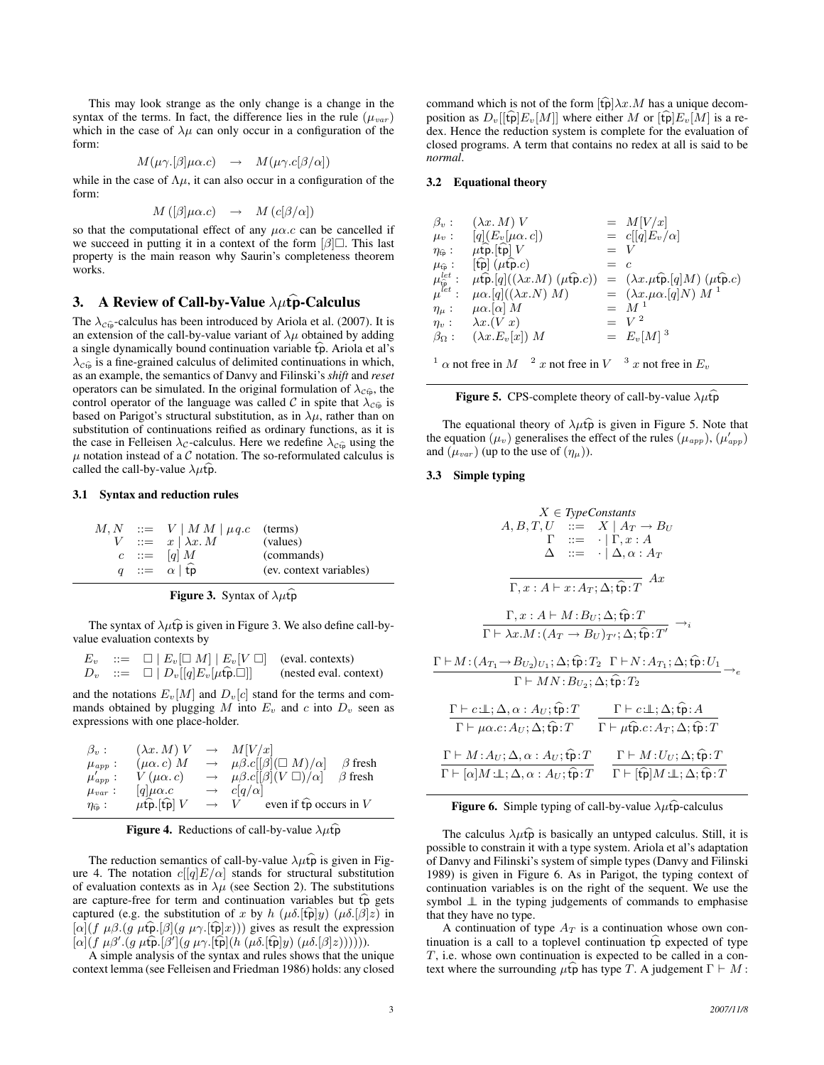This may look strange as the only change is a change in the syntax of the terms. In fact, the difference lies in the rule $(\mu_{var})$ which in the case of $\lambda\mu$ can only occur in a configuration of the form:

$$M(\mu\gamma.[\beta]\mu\alpha.c) \quad\rightarrow\quad M(\mu\gamma.c[\beta/\alpha])$$

while in the case of $\Lambda\mu$, it can also occur in a configuration of the form:

$$M\,([\beta]\mu\alpha.c) \quad\rightarrow\quad M\,(c[\beta/\alpha])$$

so that the computational effect of any $\mu\alpha.c$ can be cancelled if we succeed in putting it in a context of the form $[\beta]\Box$. This last property is the main reason why Saurin's completeness theorem works.

## 3. A Review of Call-by-Value $\lambda\mu\widehat{\mathsf{tp}}$-Calculus

The $\lambda_{\mathcal{C}\widehat{\mathsf{tp}}}$-calculus has been introduced by Ariola et al. (2007). It is an extension of the call-by-value variant of $\lambda\mu$ obtained by adding a single dynamically bound continuation variable $\widehat{\mathsf{tp}}$. Ariola et al's $\lambda_{\mathcal{C}\widehat{\mathsf{tp}}}$ is a fine-grained calculus of delimited continuations in which, as an example, the semantics of Danvy and Filinski's *shift* and *reset* operators can be simulated. In the original formulation of $\lambda_{\mathcal{C}\widehat{\mathsf{tp}}}$, the control operator of the language was called $\mathcal{C}$ in spite that $\lambda_{\mathcal{C}\widehat{\mathsf{tp}}}$ is based on Parigot's structural substitution, as in $\lambda\mu$, rather than on substitution of continuations reified as ordinary functions, as it is the case in Felleisen $\lambda_{\mathcal{C}}$-calculus. Here we redefine $\lambda_{\mathcal{C}\widehat{\mathsf{tp}}}$ using the $\mu$ notation instead of a $\mathcal{C}$ notation. The so-reformulated calculus is called the call-by-value $\lambda\mu\widehat{\mathsf{tp}}$.

### 3.1 Syntax and reduction rules

$$\begin{array}{rcll}
M, N & ::= & V \mid M\,M \mid \mu q.c & \text{(terms)}\\
V & ::= & x \mid \lambda x.\,M & \text{(values)}\\
c & ::= & [q]\,M & \text{(commands)}\\
q & ::= & \alpha \mid \widehat{\mathsf{tp}} & \text{(ev. context variables)}
\end{array}$$

**Figure 3.** Syntax of $\lambda\mu\widehat{\mathsf{tp}}$

The syntax of $\lambda\mu\widehat{\mathsf{tp}}$ is given in Figure 3. We also define call-by-value evaluation contexts by

$$\begin{array}{rcll}
E_v & ::= & \Box \mid E_v[\Box\, M] \mid E_v[V\,\Box] & \text{(eval. contexts)}\\
D_v & ::= & \Box \mid D_v[[q]E_v[\mu\widehat{\mathsf{tp}}.\Box]] & \text{(nested eval. context)}
\end{array}$$

and the notations $E_v[M]$ and $D_v[c]$ stand for the terms and commands obtained by plugging $M$ into $E_v$ and $c$ into $D_v$ seen as expressions with one place-holder.

$$\begin{array}{llcll}
\beta_v : & (\lambda x.\,M)\,V & \rightarrow & M[V/x] & \\
\mu_{app} : & (\mu\alpha.\,c)\,M & \rightarrow & \mu\beta.c[[\beta](\Box\,M)/\alpha] & \beta \text{ fresh}\\
\mu'_{app} : & V\,(\mu\alpha.\,c) & \rightarrow & \mu\beta.c[[\beta](V\,\Box)/\alpha] & \beta \text{ fresh}\\
\mu_{var} : & [q]\mu\alpha.c & \rightarrow & c[q/\alpha] & \\
\eta_{\widehat{\mathsf{tp}}} : & \mu\widehat{\mathsf{tp}}.[\widehat{\mathsf{tp}}]\,V & \rightarrow & V & \text{even if } \widehat{\mathsf{tp}} \text{ occurs in } V
\end{array}$$

**Figure 4.** Reductions of call-by-value $\lambda\mu\widehat{\mathsf{tp}}$

The reduction semantics of call-by-value $\lambda\mu\widehat{\mathsf{tp}}$ is given in Figure 4. The notation $c[[q]E/\alpha]$ stands for structural substitution of evaluation contexts as in $\lambda\mu$ (see Section 2). The substitutions are capture-free for term and continuation variables but $\widehat{\mathsf{tp}}$ gets captured (e.g. the substitution of $x$ by $h\ (\mu\delta.[\widehat{\mathsf{tp}}]y)\ (\mu\delta.[\beta]z)$ in $[\alpha](f\ \mu\beta.(g\ \mu\widehat{\mathsf{tp}}.[\beta](g\ \mu\gamma.[\widehat{\mathsf{tp}}]x)))$ gives as result the expression $[\alpha](f\ \mu\beta'.(g\ \mu\widehat{\mathsf{tp}}.[\beta'](g\ \mu\gamma.[\widehat{\mathsf{tp}}](h\ (\mu\delta.[\widehat{\mathsf{tp}}]y)\ (\mu\delta.[\beta]z))))))$.

A simple analysis of the syntax and rules shows that the unique context lemma (see Felleisen and Friedman 1986) holds: any closed command which is not of the form $[\widehat{\mathsf{tp}}]\lambda x.M$ has a unique decomposition as $D_v[[\widehat{\mathsf{tp}}]E_v[M]]$ where either $M$ or $[\widehat{\mathsf{tp}}]E_v[M]$ is a redex. Hence the reduction system is complete for the evaluation of closed programs. A term that contains no redex at all is said to be *normal*.

### 3.2 Equational theory

$$\begin{array}{llcl}
\beta_v : & (\lambda x.\,M)\,V & = & M[V/x]\\
\mu_v : & [q](E_v[\mu\alpha.\,c]) & = & c[[q]E_v/\alpha]\\
\eta_{\widehat{\mathsf{tp}}} : & \mu\widehat{\mathsf{tp}}.[\widehat{\mathsf{tp}}]\,V & = & V\\
\mu_{\widehat{\mathsf{tp}}} : & [\widehat{\mathsf{tp}}]\,(\mu\widehat{\mathsf{tp}}.c) & = & c\\
\mu^{let}_{\widehat{\mathsf{tp}}} : & \mu\widehat{\mathsf{tp}}.[q]((\lambda x.M)\,(\mu\widehat{\mathsf{tp}}.c)) & = & (\lambda x.\mu\widehat{\mathsf{tp}}.[q]M)\,(\mu\widehat{\mathsf{tp}}.c)\\
\mu^{let} : & \mu\alpha.[q]((\lambda x.N)\,M) & = & (\lambda x.\mu\alpha.[q]N)\,M\ ^1\\
\eta_\mu : & \mu\alpha.[\alpha]\,M & = & M\ ^1\\
\eta_v : & \lambda x.(V\,x) & = & V\ ^2\\
\beta_\Omega : & (\lambda x.E_v[x])\,M & = & E_v[M]\ ^3
\end{array}$$

[1] $\alpha$ not free in $M$ [2] $x$ not free in $V$ [3] $x$ not free in $E_v$

**Figure 5.** CPS-complete theory of call-by-value $\lambda\mu\widehat{\mathsf{tp}}$

The equational theory of $\lambda\mu\widehat{\mathsf{tp}}$ is given in Figure 5. Note that the equation $(\mu_v)$ generalises the effect of the rules $(\mu_{app})$, $(\mu'_{app})$ and $(\mu_{var})$ (up to the use of $(\eta_\mu)$).

### 3.3 Simple typing

$$X \in \mathit{TypeConstants}$$
$$\begin{array}{rcl}
A, B, T, U & ::= & X \mid A_T \rightarrow B_U\\
\Gamma & ::= & \cdot \mid \Gamma, x : A\\
\Delta & ::= & \cdot \mid \Delta, \alpha : A_T
\end{array}$$

$$\frac{}{\Gamma, x : A \vdash x : A_T; \Delta; \widehat{\mathsf{tp}} : T}\ Ax$$

$$\frac{\Gamma, x : A \vdash M : B_U; \Delta; \widehat{\mathsf{tp}} : T}{\Gamma \vdash \lambda x.M : (A_T \rightarrow B_U)_{T'}; \Delta; \widehat{\mathsf{tp}} : T'}\ \rightarrow_i$$

$$\frac{\Gamma \vdash M : (A_{T_1} \rightarrow B_{U_2})_{U_1}; \Delta; \widehat{\mathsf{tp}} : T_2 \quad \Gamma \vdash N : A_{T_1}; \Delta; \widehat{\mathsf{tp}} : U_1}{\Gamma \vdash MN : B_{U_2}; \Delta; \widehat{\mathsf{tp}} : T_2}\ \rightarrow_e$$

$$\frac{\Gamma \vdash c : \perp\!\!\!\perp; \Delta, \alpha : A_U; \widehat{\mathsf{tp}} : T}{\Gamma \vdash \mu\alpha.c : A_U; \Delta; \widehat{\mathsf{tp}} : T} \qquad \frac{\Gamma \vdash c : \perp\!\!\!\perp; \Delta; \widehat{\mathsf{tp}} : A}{\Gamma \vdash \mu\widehat{\mathsf{tp}}.c : A_T; \Delta; \widehat{\mathsf{tp}} : T}$$

$$\frac{\Gamma \vdash M : A_U; \Delta, \alpha : A_U; \widehat{\mathsf{tp}} : T}{\Gamma \vdash [\alpha]M : \perp\!\!\!\perp; \Delta, \alpha : A_U; \widehat{\mathsf{tp}} : T} \qquad \frac{\Gamma \vdash M : U_U; \Delta; \widehat{\mathsf{tp}} : T}{\Gamma \vdash [\widehat{\mathsf{tp}}]M : \perp\!\!\!\perp; \Delta; \widehat{\mathsf{tp}} : T}$$

**Figure 6.** Simple typing of call-by-value $\lambda\mu\widehat{\mathsf{tp}}$-calculus

The calculus $\lambda\mu\widehat{\mathsf{tp}}$ is basically an untyped calculus. Still, it is possible to constrain it with a type system. Ariola et al's adaptation of Danvy and Filinski's system of simple types (Danvy and Filinski 1989) is given in Figure 6. As in Parigot, the typing context of continuation variables is on the right of the sequent. We use the symbol $\perp\!\!\!\perp$ in the typing judgements of commands to emphasise that they have no type.

A continuation of type $A_T$ is a continuation whose own continuation is a call to a toplevel continuation $\widehat{\mathsf{tp}}$ expected of type $T$, i.e. whose own continuation is expected to be called in a context where the surrounding $\mu\widehat{\mathsf{tp}}$ has type $T$. A judgement $\Gamma \vdash M :$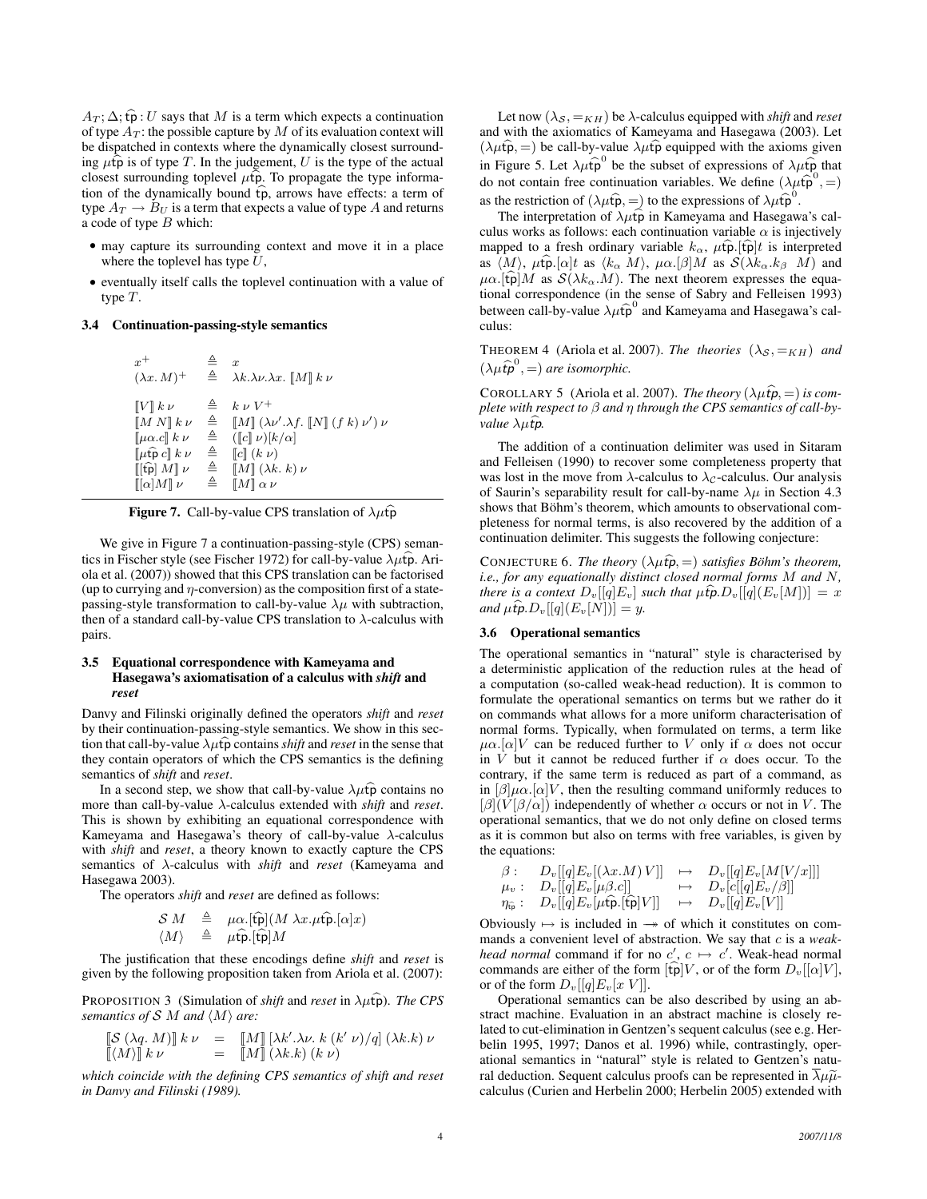$A_T; \Delta; \widehat{\mathsf{tp}} : U$ says that $M$ is a term which expects a continuation of type $A_T$: the possible capture by $M$ of its evaluation context will be dispatched in contexts where the dynamically closest surrounding $\mu\widehat{\mathsf{tp}}$ is of type $T$. In the judgement, $U$ is the type of the actual closest surrounding toplevel $\mu\widehat{\mathsf{tp}}$. To propagate the type information of the dynamically bound $\widehat{\mathsf{tp}}$, arrows have effects: a term of type $A_T \to B_U$ is a term that expects a value of type $A$ and returns a code of type $B$ which:

- may capture its surrounding context and move it in a place where the toplevel has type $U$,
- eventually itself calls the toplevel continuation with a value of type $T$.

### 3.4 Continuation-passing-style semantics

$$
\begin{array}{lcl}
x^+ & \triangleq & x \\
(\lambda x.\, M)^+ & \triangleq & \lambda k.\lambda \nu.\lambda x.\; [\![M]\!]\; k\; \nu \\
\\
[\![V]\!]\; k\; \nu & \triangleq & k\; \nu\; V^+ \\
[\![M\; N]\!]\; k\; \nu & \triangleq & [\![M]\!]\; (\lambda \nu'.\lambda f.\; [\![N]\!]\; (f\; k)\; \nu')\; \nu \\
[\![\mu\alpha.c]\!]\; k\; \nu & \triangleq & ([\![c]\!]\; \nu)[k/\alpha] \\
[\![\mu\widehat{\mathsf{tp}}\; c]\!]\; k\; \nu & \triangleq & [\![c]\!]\; (k\; \nu) \\
[\![[\widehat{\mathsf{tp}}]\; M]\!]\; \nu & \triangleq & [\![M]\!]\; (\lambda k.\; k)\; \nu \\
[\![[\alpha] M]\!]\; \nu & \triangleq & [\![M]\!]\; \alpha\; \nu
\end{array}
$$

**Figure 7.** Call-by-value CPS translation of $\lambda\mu\widehat{\mathsf{tp}}$

We give in Figure 7 a continuation-passing-style (CPS) semantics in Fischer style (see Fischer 1972) for call-by-value $\lambda\mu\widehat{\mathsf{tp}}$. Ariola et al. (2007)) showed that this CPS translation can be factorised (up to currying and $\eta$-conversion) as the composition first of a state-passing-style transformation to call-by-value $\lambda\mu$ with subtraction, then of a standard call-by-value CPS translation to $\lambda$-calculus with pairs.

### 3.5 Equational correspondence with Kameyama and Hasegawa's axiomatisation of a calculus with *shift* and *reset*

Danvy and Filinski originally defined the operators *shift* and *reset* by their continuation-passing-style semantics. We show in this section that call-by-value $\lambda\mu\widehat{\mathsf{tp}}$ contains *shift* and *reset* in the sense that they contain operators of which the CPS semantics is the defining semantics of *shift* and *reset*.

In a second step, we show that call-by-value $\lambda\mu\widehat{\mathsf{tp}}$ contains no more than call-by-value $\lambda$-calculus extended with *shift* and *reset*. This is shown by exhibiting an equational correspondence with Kameyama and Hasegawa's theory of call-by-value $\lambda$-calculus with *shift* and *reset*, a theory known to exactly capture the CPS semantics of $\lambda$-calculus with *shift* and *reset* (Kameyama and Hasegawa 2003).

The operators *shift* and *reset* are defined as follows:

$$
\begin{array}{lcl}
\mathcal{S}\; M & \triangleq & \mu\alpha.[\widehat{\mathsf{tp}}](M\; \lambda x.\mu\widehat{\mathsf{tp}}.[\alpha]x) \\
\langle M\rangle & \triangleq & \mu\widehat{\mathsf{tp}}.[\widehat{\mathsf{tp}}]M
\end{array}
$$

The justification that these encodings define *shift* and *reset* is given by the following proposition taken from Ariola et al. (2007):

PROPOSITION 3 (Simulation of *shift* and *reset* in $\lambda\mu\widehat{\mathsf{tp}}$). *The CPS semantics of $\mathcal{S}\; M$ and $\langle M\rangle$ are:*

$$
\begin{array}{lcl}
[\![\mathcal{S}\; (\lambda q.\; M)]\!]\; k\; \nu & = & [\![M]\!]\; [\lambda k'.\lambda \nu.\; k\; (k'\; \nu)/q]\; (\lambda k.k)\; \nu \\
[\![\langle M\rangle]\!]\; k\; \nu & = & [\![M]\!]\; (\lambda k.k)\; (k\; \nu)
\end{array}
$$

*which coincide with the defining CPS semantics of shift and reset in Danvy and Filinski (1989).*

Let now $(\lambda_{\mathcal{S}}, =_{KH})$ be $\lambda$-calculus equipped with *shift* and *reset* and with the axiomatics of Kameyama and Hasegawa (2003). Let $(\lambda\mu\widehat{\mathsf{tp}}, =)$ be call-by-value $\lambda\mu\widehat{\mathsf{tp}}$ equipped with the axioms given in Figure 5. Let $\lambda\mu\widehat{\mathsf{tp}}^0$ be the subset of expressions of $\lambda\mu\widehat{\mathsf{tp}}$ that do not contain free continuation variables. We define $(\lambda\mu\widehat{\mathsf{tp}}^0, =)$ as the restriction of $(\lambda\mu\widehat{\mathsf{tp}}, =)$ to the expressions of $\lambda\mu\widehat{\mathsf{tp}}^0$.

The interpretation of $\lambda\mu\widehat{\mathsf{tp}}$ in Kameyama and Hasegawa's calculus works as follows: each continuation variable $\alpha$ is injectively mapped to a fresh ordinary variable $k_\alpha$, $\mu\widehat{\mathsf{tp}}.[\widehat{\mathsf{tp}}]t$ is interpreted as $\langle M\rangle$, $\mu\widehat{\mathsf{tp}}.[\alpha]t$ as $\langle k_\alpha\; M\rangle$, $\mu\alpha.[\beta]M$ as $\mathcal{S}(\lambda k_\alpha.k_\beta\;\; M)$ and $\mu\alpha.[\widehat{\mathsf{tp}}]M$ as $\mathcal{S}(\lambda k_\alpha.M)$. The next theorem expresses the equational correspondence (in the sense of Sabry and Felleisen 1993) between call-by-value $\lambda\mu\widehat{\mathsf{tp}}^0$ and Kameyama and Hasegawa's calculus:

THEOREM 4 (Ariola et al. 2007). *The theories $(\lambda_{\mathcal{S}}, =_{KH})$ and $(\lambda\mu\widehat{\mathsf{tp}}^0, =)$ are isomorphic.*

COROLLARY 5 (Ariola et al. 2007). *The theory $(\lambda\mu\widehat{\mathsf{tp}}, =)$ is complete with respect to $\beta$ and $\eta$ through the CPS semantics of call-by-value $\lambda\mu\widehat{\mathsf{tp}}$.*

The addition of a continuation delimiter was used in Sitaram and Felleisen (1990) to recover some completeness property that was lost in the move from $\lambda$-calculus to $\lambda_{\mathcal{C}}$-calculus. Our analysis of Saurin's separability result for call-by-name $\lambda\mu$ in Section 4.3 shows that Böhm's theorem, which amounts to observational completeness for normal terms, is also recovered by the addition of a continuation delimiter. This suggests the following conjecture:

CONJECTURE 6. *The theory $(\lambda\mu\widehat{\mathsf{tp}}, =)$ satisfies Böhm's theorem, i.e., for any equationally distinct closed normal forms $M$ and $N$, there is a context $D_v[[q]E_v]$ such that $\mu\widehat{\mathsf{tp}}.D_v[[q](E_v[M])] = x$ and $\mu\widehat{\mathsf{tp}}.D_v[[q](E_v[N])] = y$.*

### 3.6 Operational semantics

The operational semantics in "natural" style is characterised by a deterministic application of the reduction rules at the head of a computation (so-called weak-head reduction). It is common to formulate the operational semantics on terms but we rather do it on commands what allows for a more uniform characterisation of normal forms. Typically, when formulated on terms, a term like $\mu\alpha.[\alpha]V$ can be reduced further to $V$ only if $\alpha$ does not occur in $V$ but it cannot be reduced further if $\alpha$ does occur. To the contrary, if the same term is reduced as part of a command, as in $[\beta]\mu\alpha.[\alpha]V$, then the resulting command uniformly reduces to $[\beta](V[\beta/\alpha])$ independently of whether $\alpha$ occurs or not in $V$. The operational semantics, that we do not only define on closed terms as it is common but also on terms with free variables, is given by the equations:

$$
\begin{array}{llcl}
\beta: & D_v[[q]E_v[(\lambda x.M)\; V]] & \mapsto & D_v[[q]E_v[M[V/x]]] \\
\mu_v: & D_v[[q]E_v[\mu\beta.c]] & \mapsto & D_v[c[[q]E_v/\beta]] \\
\eta_{\widehat{\mathsf{tp}}}: & D_v[[q]E_v[\mu\widehat{\mathsf{tp}}.[\widehat{\mathsf{tp}}]V]] & \mapsto & D_v[[q]E_v[V]]
\end{array}
$$

Obviously $\mapsto$ is included in $\twoheadrightarrow$ of which it constitutes on commands a convenient level of abstraction. We say that $c$ is a *weak-head normal* command if for no $c'$, $c \mapsto c'$. Weak-head normal commands are either of the form $[\widehat{\mathsf{tp}}]V$, or of the form $D_v[[\alpha]V]$, or of the form $D_v[[q]E_v[x\; V]]$.

Operational semantics can be also described by using an abstract machine. Evaluation in an abstract machine is closely related to cut-elimination in Gentzen's sequent calculus (see e.g. Herbelin 1995, 1997; Danos et al. 1996) while, contrastingly, operational semantics in "natural" style is related to Gentzen's natural deduction. Sequent calculus proofs can be represented in $\overline{\lambda}\mu\widetilde{\mu}$-calculus (Curien and Herbelin 2000; Herbelin 2005) extended with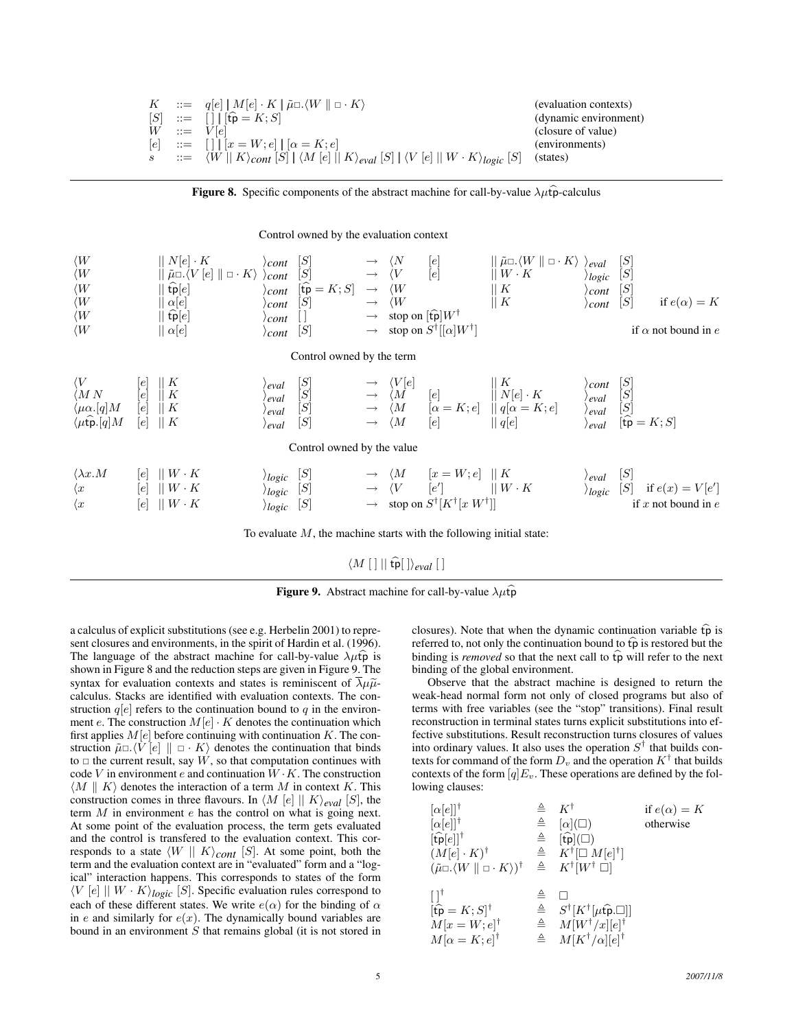$$
\begin{array}{llll}
K & ::= & q[e] \mid M[e] \cdot K \mid \tilde{\mu}\Box.\langle W \parallel \Box \cdot K\rangle & \text{(evaluation contexts)} \\
[S] & ::= & [\,] \mid [\widehat{\mathsf{tp}} = K; S] & \text{(dynamic environment)} \\
W & ::= & V[e] & \text{(closure of value)} \\
[e] & ::= & [\,] \mid [x = W; e] \mid [\alpha = K; e] & \text{(environments)} \\
s & ::= & \langle W \parallel K\rangle_{cont}\,[S] \mid \langle M\,[e] \parallel K\rangle_{eval}\,[S] \mid \langle V\,[e] \parallel W \cdot K\rangle_{logic}\,[S] & \text{(states)}
\end{array}
$$

**Figure 8.** Specific components of the abstract machine for call-by-value $\lambda\mu\widehat{\mathsf{tp}}$-calculus

Control owned by the evaluation context

$$
\begin{array}{lllll}
\langle W \parallel N[e] \cdot K\rangle_{cont}\,[S] & \rightarrow & \langle N\,[e] \parallel \tilde{\mu}\Box.\langle W \parallel \Box \cdot K\rangle\rangle_{eval}\,[S] & & \\
\langle W \parallel \tilde{\mu}\Box.\langle V\,[e] \parallel \Box \cdot K\rangle\rangle_{cont}\,[S] & \rightarrow & \langle V\,[e] \parallel W \cdot K\rangle_{logic}\,[S] & & \\
\langle W \parallel \widehat{\mathsf{tp}}[e]\rangle_{cont}\,[\widehat{\mathsf{tp}} = K; S] & \rightarrow & \langle W \parallel K\rangle_{cont}\,[S] & & \\
\langle W \parallel \alpha[e]\rangle_{cont}\,[S] & \rightarrow & \langle W \parallel K\rangle_{cont}\,[S] & & \text{if } e(\alpha) = K \\
\langle W \parallel \widehat{\mathsf{tp}}[e]\rangle_{cont}\,[\,] & \rightarrow & \text{stop on } [\widehat{\mathsf{tp}}]W^{\dagger} & & \\
\langle W \parallel \alpha[e]\rangle_{cont}\,[S] & \rightarrow & \text{stop on } S^{\dagger}[[\alpha]W^{\dagger}] & & \text{if } \alpha \text{ not bound in } e
\end{array}
$$

Control owned by the term

$$
\begin{array}{lll}
\langle V\,[e] \parallel K\rangle_{eval}\,[S] & \rightarrow & \langle V[e] \parallel K\rangle_{cont}\,[S] \\
\langle M\,N\,[e] \parallel K\rangle_{eval}\,[S] & \rightarrow & \langle M\,[e] \parallel N[e] \cdot K\rangle_{eval}\,[S] \\
\langle \mu\alpha.[q]M\,[e] \parallel K\rangle_{eval}\,[S] & \rightarrow & \langle M\,[\alpha = K; e] \parallel q[\alpha = K; e]\rangle_{eval}\,[S] \\
\langle \mu\widehat{\mathsf{tp}}.[q]M\,[e] \parallel K\rangle_{eval}\,[S] & \rightarrow & \langle M\,[e] \parallel q[e]\rangle_{eval}\,[\widehat{\mathsf{tp}} = K; S]
\end{array}
$$

Control owned by the value

$$
\begin{array}{llll}
\langle \lambda x.M\,[e] \parallel W \cdot K\rangle_{logic}\,[S] & \rightarrow & \langle M\,[x = W; e] \parallel K\rangle_{eval}\,[S] & \\
\langle x\,[e] \parallel W \cdot K\rangle_{logic}\,[S] & \rightarrow & \langle V\,[e'] \parallel W \cdot K\rangle_{logic}\,[S] & \text{if } e(x) = V[e'] \\
\langle x\,[e] \parallel W \cdot K\rangle_{logic}\,[S] & \rightarrow & \text{stop on } S^{\dagger}[K^{\dagger}[x\,W^{\dagger}]] & \text{if } x \text{ not bound in } e
\end{array}
$$

To evaluate $M$, the machine starts with the following initial state:

$$\langle M\,[\,] \parallel \widehat{\mathsf{tp}}[\,]\rangle_{eval}\,[\,]$$

**Figure 9.** Abstract machine for call-by-value $\lambda\mu\widehat{\mathsf{tp}}$

a calculus of explicit substitutions (see e.g. Herbelin 2001) to represent closures and environments, in the spirit of Hardin et al. (1996). The language of the abstract machine for call-by-value $\lambda\mu\widehat{\mathsf{tp}}$ is shown in Figure 8 and the reduction steps are given in Figure 9. The syntax for evaluation contexts and states is reminiscent of $\overline{\lambda}\mu\tilde{\mu}$-calculus. Stacks are identified with evaluation contexts. The construction $q[e]$ refers to the continuation bound to $q$ in the environment $e$. The construction $M[e] \cdot K$ denotes the continuation which first applies $M[e]$ before continuing with continuation $K$. The construction $\tilde{\mu}\Box.\langle V\,[e] \parallel \Box \cdot K\rangle$ denotes the continuation that binds to $\Box$ the current result, say $W$, so that computation continues with code $V$ in environment $e$ and continuation $W \cdot K$. The construction $\langle M \parallel K\rangle$ denotes the interaction of a term $M$ in context $K$. This construction comes in three flavours. In $\langle M\,[e] \parallel K\rangle_{eval}\,[S]$, the term $M$ in environment $e$ has the control on what is going next. At some point of the evaluation process, the term gets evaluated and the control is transfered to the evaluation context. This corresponds to a state $\langle W \parallel K\rangle_{cont}\,[S]$. At some point, both the term and the evaluation context are in "evaluated" form and a "logical" interaction happens. This corresponds to states of the form $\langle V\,[e] \parallel W \cdot K\rangle_{logic}\,[S]$. Specific evaluation rules correspond to each of these different states. We write $e(\alpha)$ for the binding of $\alpha$ in $e$ and similarly for $e(x)$. The dynamically bound variables are bound in an environment $S$ that remains global (it is not stored in closures). Note that when the dynamic continuation variable $\widehat{\mathsf{tp}}$ is referred to, not only the continuation bound to $\widehat{\mathsf{tp}}$ is restored but the binding is *removed* so that the next call to $\widehat{\mathsf{tp}}$ will refer to the next binding of the global environment.

Observe that the abstract machine is designed to return the weak-head normal form not only of closed programs but also of terms with free variables (see the "stop" transitions). Final result reconstruction in terminal states turns explicit substitutions into effective substitutions. Result reconstruction turns closures of values into ordinary values. It also uses the operation $S^{\dagger}$ that builds contexts for command of the form $D_v$ and the operation $K^{\dagger}$ that builds contexts of the form $[q]E_v$. These operations are defined by the following clauses:

$$
\begin{array}{lcll}
[\alpha[e]]^{\dagger} & \triangleq & K^{\dagger} & \text{if } e(\alpha) = K \\
[\alpha[e]]^{\dagger} & \triangleq & [\alpha](\Box) & \text{otherwise} \\
[\widehat{\mathsf{tp}}[e]]^{\dagger} & \triangleq & [\widehat{\mathsf{tp}}](\Box) & \\
(M[e] \cdot K)^{\dagger} & \triangleq & K^{\dagger}[\Box\, M[e]^{\dagger}] & \\
(\tilde{\mu}\Box.\langle W \parallel \Box \cdot K\rangle)^{\dagger} & \triangleq & K^{\dagger}[W^{\dagger}\,\Box] & \\
 & & & \\
[\,]^{\dagger} & \triangleq & \Box & \\
[\widehat{\mathsf{tp}} = K; S]^{\dagger} & \triangleq & S^{\dagger}[K^{\dagger}[\mu\widehat{\mathsf{tp}}.\Box]] & \\
M[x = W; e]^{\dagger} & \triangleq & M[W^{\dagger}/x][e]^{\dagger} & \\
M[\alpha = K; e]^{\dagger} & \triangleq & M[K^{\dagger}/\alpha][e]^{\dagger} &
\end{array}
$$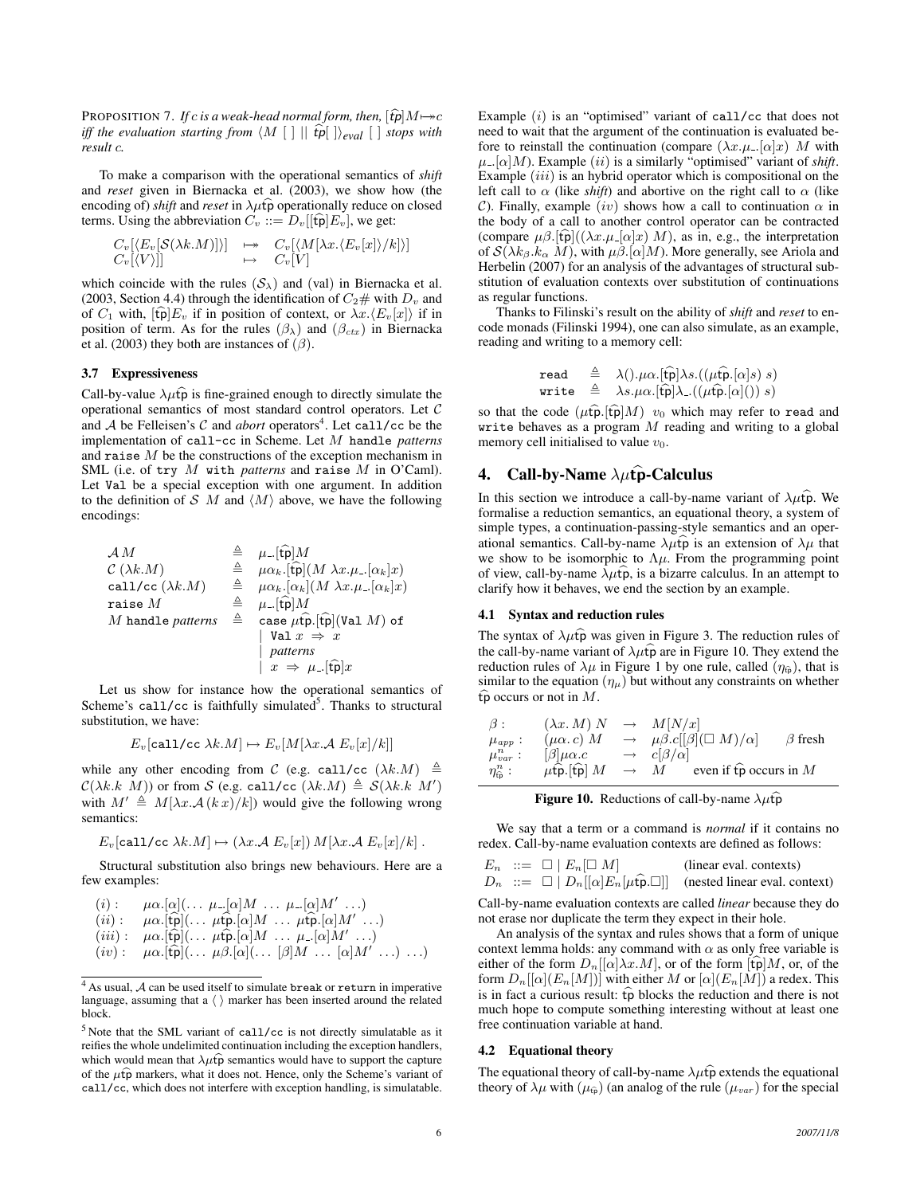PROPOSITION 7. *If $c$ is a weak-head normal form, then, $[\widehat{\mathtt{tp}}]M \mapsto\!\!\!\rightarrow c$ iff the evaluation starting from $\langle M\ [\ ]\ ||\ \widehat{\mathtt{tp}}[\ ]\rangle_{eval}\ [\ ]$ stops with result $c$.*

To make a comparison with the operational semantics of *shift* and *reset* given in Biernacka et al. (2003), we show how (the encoding of) *shift* and *reset* in $\lambda\mu\widehat{\mathtt{tp}}$ operationally reduce on closed terms. Using the abbreviation $C_v ::= D_v[[\widehat{\mathtt{tp}}]E_v]$, we get:

$$
\begin{array}{lll}
C_v[\langle E_v[\mathcal{S}(\lambda k.M)]\rangle] & \mapsto\!\!\!\rightarrow & C_v[\langle M[\lambda x.\langle E_v[x]\rangle/k]\rangle] \\
C_v[\langle V\rangle]] & \mapsto & C_v[V]
\end{array}
$$

which coincide with the rules $(\mathcal{S}_\lambda)$ and (val) in Biernacka et al. (2003, Section 4.4) through the identification of $C_2\#$ with $D_v$ and of $C_1$ with, $[\widehat{\mathtt{tp}}]E_v$ if in position of context, or $\lambda x.\langle E_v[x]\rangle$ if in position of term. As for the rules $(\beta_\lambda)$ and $(\beta_{ctx})$ in Biernacka et al. (2003) they both are instances of $(\beta)$.

### 3.7 Expressiveness

Call-by-value $\lambda\mu\widehat{\mathtt{tp}}$ is fine-grained enough to directly simulate the operational semantics of most standard control operators. Let $\mathcal{C}$ and $\mathcal{A}$ be Felleisen's $\mathcal{C}$ and *abort* operators[4]. Let `call/cc` be the implementation of `call-cc` in Scheme. Let $M$ `handle` *patterns* and `raise` $M$ be the constructions of the exception mechanism in SML (i.e. of `try` $M$ `with` *patterns* and `raise` $M$ in O'Caml). Let `Val` be a special exception with one argument. In addition to the definition of $\mathcal{S}\ M$ and $\langle M\rangle$ above, we have the following encodings:

$$
\begin{array}{lll}
\mathcal{A}\,M & \triangleq & \mu\_.[\widehat{\mathtt{tp}}]M \\
\mathcal{C}\ (\lambda k.M) & \triangleq & \mu\alpha_k.[\widehat{\mathtt{tp}}](M\ \lambda x.\mu\_.[\alpha_k]x) \\
\mathtt{call/cc}\ (\lambda k.M) & \triangleq & \mu\alpha_k.[\alpha_k](M\ \lambda x.\mu\_.[\alpha_k]x) \\
\mathtt{raise}\ M & \triangleq & \mu\_.[\widehat{\mathtt{tp}}]M \\
M\ \mathtt{handle}\ \textit{patterns} & \triangleq & \mathtt{case}\ \mu\widehat{\mathtt{tp}}.[\widehat{\mathtt{tp}}](\mathtt{Val}\ M)\ \mathtt{of} \\
 & & \mid\ \mathtt{Val}\ x\ \Rightarrow\ x \\
 & & \mid\ \textit{patterns} \\
 & & \mid\ x\ \Rightarrow\ \mu\_.[\widehat{\mathtt{tp}}]x
\end{array}
$$

Let us show for instance how the operational semantics of Scheme's `call/cc` is faithfully simulated[5]. Thanks to structural substitution, we have:

$$E_v[\mathtt{call/cc}\ \lambda k.M] \mapsto E_v[M[\lambda x.\mathcal{A}\ E_v[x]/k]]$$

while any other encoding from $\mathcal{C}$ (e.g. `call/cc` $(\lambda k.M) \triangleq \mathcal{C}(\lambda k.k\ M)$) or from $\mathcal{S}$ (e.g. `call/cc` $(\lambda k.M) \triangleq \mathcal{S}(\lambda k.k\ M')$ with $M' \triangleq M[\lambda x.\mathcal{A}\,(k\,x)/k]$) would give the following wrong semantics:

$$E_v[\mathtt{call/cc}\ \lambda k.M] \mapsto (\lambda x.\mathcal{A}\ E_v[x])\ M[\lambda x.\mathcal{A}\ E_v[x]/k]\ .$$

Structural substitution also brings new behaviours. Here are a few examples:

$$
\begin{array}{ll}
(i): & \mu\alpha.[\alpha](\ldots\ \mu\_.[\alpha]M\ \ldots\ \mu\_.[\alpha]M'\ \ldots) \\
(ii): & \mu\alpha.[\widehat{\mathtt{tp}}](\ldots\ \mu\widehat{\mathtt{tp}}.[\alpha]M\ \ldots\ \mu\widehat{\mathtt{tp}}.[\alpha]M'\ \ldots) \\
(iii): & \mu\alpha.[\widehat{\mathtt{tp}}](\ldots\ \mu\widehat{\mathtt{tp}}.[\alpha]M\ \ldots\ \mu\_.[\alpha]M'\ \ldots) \\
(iv): & \mu\alpha.[\widehat{\mathtt{tp}}](\ldots\ \mu\beta.[\alpha](\ldots\ [\beta]M\ \ldots\ [\alpha]M'\ \ldots)\ \ldots)
\end{array}
$$

Example $(i)$ is an "optimised" variant of `call/cc` that does not need to wait that the argument of the continuation is evaluated before to reinstall the continuation (compare $(\lambda x.\mu\_.[\alpha]x)\ M$ with $\mu\_.[\alpha]M$). Example $(ii)$ is a similarly "optimised" variant of *shift*. Example $(iii)$ is an hybrid operator which is compositional on the left call to $\alpha$ (like *shift*) and abortive on the right call to $\alpha$ (like $\mathcal{C}$). Finally, example $(iv)$ shows how a call to continuation $\alpha$ in the body of a call to another control operator can be contracted (compare $\mu\beta.[\widehat{\mathtt{tp}}]((\lambda x.\mu\_[\alpha]x)\ M)$, as in, e.g., the interpretation of $\mathcal{S}(\lambda k_\beta.k_\alpha\ M)$, with $\mu\beta.[\alpha]M$). More generally, see Ariola and Herbelin (2007) for an analysis of the advantages of structural substitution of evaluation contexts over substitution of continuations as regular functions.

Thanks to Filinski's result on the ability of *shift* and *reset* to encode monads (Filinski 1994), one can also simulate, as an example, reading and writing to a memory cell:

$$
\begin{array}{lll}
\mathtt{read} & \triangleq & \lambda().\mu\alpha.[\widehat{\mathtt{tp}}]\lambda s.((\mu\widehat{\mathtt{tp}}.[\alpha]s)\ s) \\
\mathtt{write} & \triangleq & \lambda s.\mu\alpha.[\widehat{\mathtt{tp}}]\lambda\_.((\mu\widehat{\mathtt{tp}}.[\alpha]())\ s)
\end{array}
$$

so that the code $(\mu\widehat{\mathtt{tp}}.[\widehat{\mathtt{tp}}]M)\ \ v_0$ which may refer to `read` and `write` behaves as a program $M$ reading and writing to a global memory cell initialised to value $v_0$.

## 4. Call-by-Name $\lambda\mu\widehat{\mathtt{tp}}$-Calculus

In this section we introduce a call-by-name variant of $\lambda\mu\widehat{\mathtt{tp}}$. We formalise a reduction semantics, an equational theory, a system of simple types, a continuation-passing-style semantics and an operational semantics. Call-by-name $\lambda\mu\widehat{\mathtt{tp}}$ is an extension of $\lambda\mu$ that we show to be isomorphic to $\Lambda\mu$. From the programming point of view, call-by-name $\lambda\mu\widehat{\mathtt{tp}}$, is a bizarre calculus. In an attempt to clarify how it behaves, we end the section by an example.

### 4.1 Syntax and reduction rules

The syntax of $\lambda\mu\widehat{\mathtt{tp}}$ was given in Figure 3. The reduction rules of the call-by-name variant of $\lambda\mu\widehat{\mathtt{tp}}$ are in Figure 10. They extend the reduction rules of $\lambda\mu$ in Figure 1 by one rule, called $(\eta_{\widehat{\mathtt{tp}}})$, that is similar to the equation $(\eta_\mu)$ but without any constraints on whether $\widehat{\mathtt{tp}}$ occurs or not in $M$.

$$
\begin{array}{lllll}
\beta: & (\lambda x.\,M)\ N & \rightarrow & M[N/x] & \\
\mu_{app}: & (\mu\alpha.\,c)\ M & \rightarrow & \mu\beta.c[[\beta](\Box\ M)/\alpha] & \beta \text{ fresh} \\
\mu^n_{var}: & [\beta]\mu\alpha.c & \rightarrow & c[\beta/\alpha] & \\
\eta^n_{\widehat{\mathtt{tp}}}: & \mu\widehat{\mathtt{tp}}.[\widehat{\mathtt{tp}}]\ M & \rightarrow & M & \text{even if } \widehat{\mathtt{tp}} \text{ occurs in } M
\end{array}
$$

**Figure 10.** Reductions of call-by-name $\lambda\mu\widehat{\mathtt{tp}}$

We say that a term or a command is *normal* if it contains no redex. Call-by-name evaluation contexts are defined as follows:

$$
\begin{array}{llll}
E_n & ::= & \Box \mid E_n[\Box\ M] & \text{(linear eval. contexts)} \\
D_n & ::= & \Box \mid D_n[[\alpha]E_n[\mu\widehat{\mathtt{tp}}.\Box]] & \text{(nested linear eval. context)}
\end{array}
$$

Call-by-name evaluation contexts are called *linear* because they do not erase nor duplicate the term they expect in their hole.

An analysis of the syntax and rules shows that a form of unique context lemma holds: any command with $\alpha$ as only free variable is either of the form $D_n[[\alpha]\lambda x.M]$, or of the form $[\widehat{\mathtt{tp}}]M$, or, of the form $D_n[[\alpha](E_n[M])]$ with either $M$ or $[\alpha](E_n[M])$ a redex. This is in fact a curious result: $\widehat{\mathtt{tp}}$ blocks the reduction and there is not much hope to compute something interesting without at least one free continuation variable at hand.

### 4.2 Equational theory

The equational theory of call-by-name $\lambda\mu\widehat{\mathtt{tp}}$ extends the equational theory of $\lambda\mu$ with $(\mu_{\widehat{\mathtt{tp}}})$ (an analog of the rule $(\mu_{var})$ for the special

---

[4] As usual, $\mathcal{A}$ can be used itself to simulate `break` or `return` in imperative language, assuming that a $\langle\ \rangle$ marker has been inserted around the related block.

[5] Note that the SML variant of `call/cc` is not directly simulatable as it reifies the whole undelimited continuation including the exception handlers, which would mean that $\lambda\mu\widehat{\mathtt{tp}}$ semantics would have to support the capture of the $\mu\widehat{\mathtt{tp}}$ markers, what it does not. Hence, only the Scheme's variant of `call/cc`, which does not interfere with exception handling, is simulatable.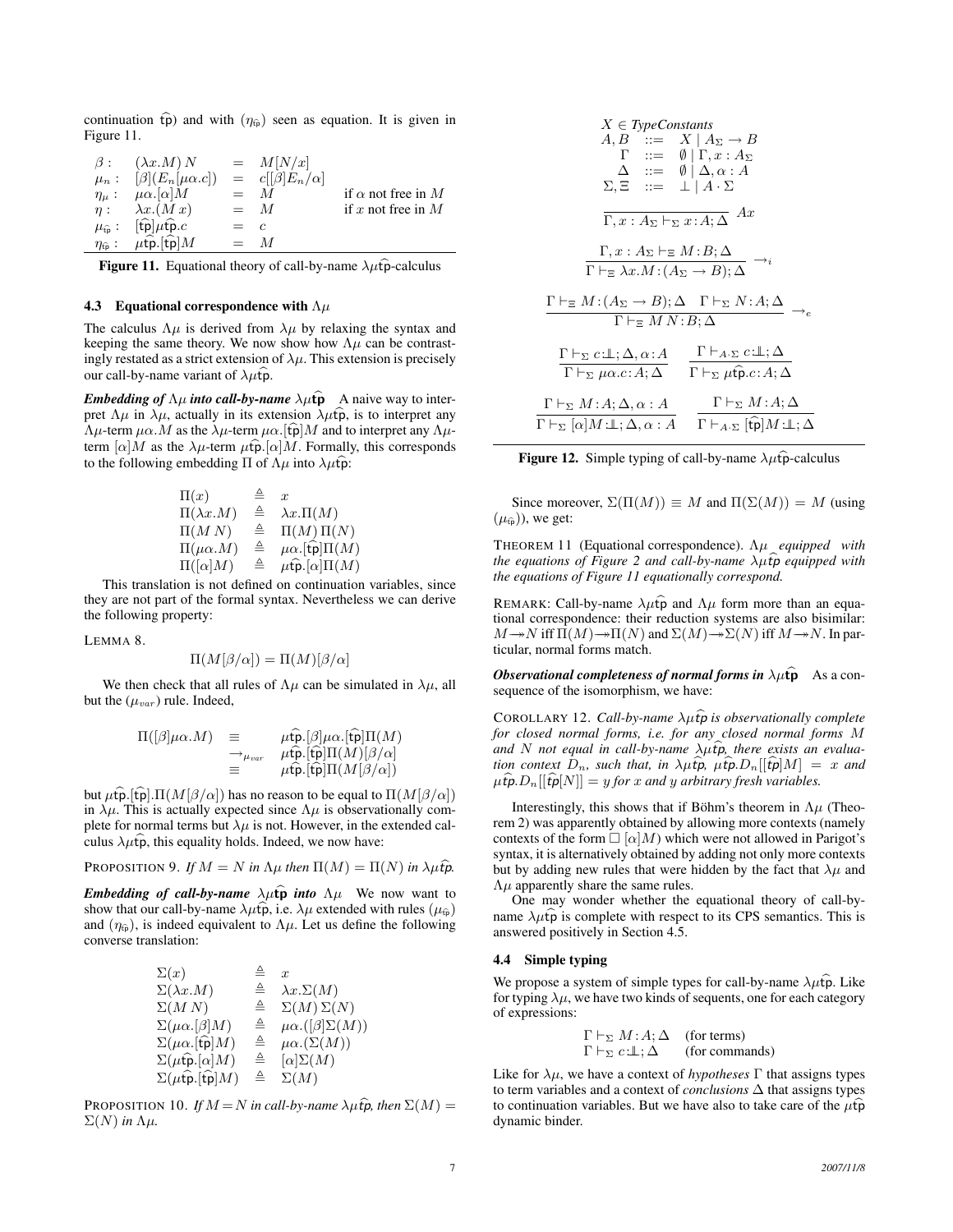continuation $\widehat{\mathsf{tp}}$) and with ($\eta_{\widehat{\mathsf{tp}}}$) seen as equation. It is given in Figure 11.

$$
\begin{array}{llll}
\beta: & (\lambda x.M)\,N & = & M[N/x] \\
\mu_n: & [\beta](E_n[\mu\alpha.c]) & = & c[[\beta]E_n/\alpha] \\
\eta_\mu: & \mu\alpha.[\alpha]M & = & M \qquad \text{if } \alpha \text{ not free in } M \\
\eta: & \lambda x.(M\,x) & = & M \qquad \text{if } x \text{ not free in } M \\
\mu_{\widehat{\mathsf{tp}}}: & [\widehat{\mathsf{tp}}]\mu\widehat{\mathsf{tp}}.c & = & c \\
\eta_{\widehat{\mathsf{tp}}}: & \mu\widehat{\mathsf{tp}}.[\widehat{\mathsf{tp}}]M & = & M
\end{array}
$$

**Figure 11.** Equational theory of call-by-name $\lambda\mu\widehat{\mathsf{tp}}$-calculus

### 4.3 Equational correspondence with $\Lambda\mu$

The calculus $\Lambda\mu$ is derived from $\lambda\mu$ by relaxing the syntax and keeping the same theory. We now show how $\Lambda\mu$ can be contrastingly restated as a strict extension of $\lambda\mu$. This extension is precisely our call-by-name variant of $\lambda\mu\widehat{\mathsf{tp}}$.

***Embedding of $\Lambda\mu$ into call-by-name $\lambda\mu\widehat{\mathsf{tp}}$*** A naive way to interpret $\Lambda\mu$ in $\lambda\mu$, actually in its extension $\lambda\mu\widehat{\mathsf{tp}}$, is to interpret any $\Lambda\mu$-term $\mu\alpha.M$ as the $\lambda\mu$-term $\mu\alpha.[\widehat{\mathsf{tp}}]M$ and to interpret any $\Lambda\mu$-term $[\alpha]M$ as the $\lambda\mu$-term $\mu\widehat{\mathsf{tp}}.[\alpha]M$. Formally, this corresponds to the following embedding $\Pi$ of $\Lambda\mu$ into $\lambda\mu\widehat{\mathsf{tp}}$:

$$
\begin{array}{lll}
\Pi(x) & \triangleq & x \\
\Pi(\lambda x.M) & \triangleq & \lambda x.\Pi(M) \\
\Pi(M\,N) & \triangleq & \Pi(M)\,\Pi(N) \\
\Pi(\mu\alpha.M) & \triangleq & \mu\alpha.[\widehat{\mathsf{tp}}]\Pi(M) \\
\Pi([\alpha]M) & \triangleq & \mu\widehat{\mathsf{tp}}.[\alpha]\Pi(M)
\end{array}
$$

This translation is not defined on continuation variables, since they are not part of the formal syntax. Nevertheless we can derive the following property:

LEMMA 8.

$$\Pi(M[\beta/\alpha]) = \Pi(M)[\beta/\alpha]$$

We then check that all rules of $\Lambda\mu$ can be simulated in $\lambda\mu$, all but the ($\mu_{var}$) rule. Indeed,

$$
\begin{array}{lll}
\Pi([\beta]\mu\alpha.M) & \equiv & \mu\widehat{\mathsf{tp}}.[\beta]\mu\alpha.[\widehat{\mathsf{tp}}]\Pi(M) \\
& \rightarrow_{\mu_{var}} & \mu\widehat{\mathsf{tp}}.[\widehat{\mathsf{tp}}]\Pi(M)[\beta/\alpha] \\
& \equiv & \mu\widehat{\mathsf{tp}}.[\widehat{\mathsf{tp}}]\Pi(M[\beta/\alpha])
\end{array}
$$

but $\mu\widehat{\mathsf{tp}}.[\widehat{\mathsf{tp}}].\Pi(M[\beta/\alpha])$ has no reason to be equal to $\Pi(M[\beta/\alpha])$ in $\lambda\mu$. This is actually expected since $\Lambda\mu$ is observationally complete for normal terms but $\lambda\mu$ is not. However, in the extended calculus $\lambda\mu\widehat{\mathsf{tp}}$, this equality holds. Indeed, we now have:

PROPOSITION 9. *If $M = N$ in $\Lambda\mu$ then $\Pi(M) = \Pi(N)$ in $\lambda\mu\widehat{tp}$.*

***Embedding of call-by-name $\lambda\mu\widehat{\mathsf{tp}}$ into $\Lambda\mu$*** We now want to show that our call-by-name $\lambda\mu\widehat{\mathsf{tp}}$, i.e. $\lambda\mu$ extended with rules ($\mu_{\widehat{\mathsf{tp}}}$) and ($\eta_{\widehat{\mathsf{tp}}}$), is indeed equivalent to $\Lambda\mu$. Let us define the following converse translation:

$$
\begin{array}{lll}
\Sigma(x) & \triangleq & x \\
\Sigma(\lambda x.M) & \triangleq & \lambda x.\Sigma(M) \\
\Sigma(M\,N) & \triangleq & \Sigma(M)\,\Sigma(N) \\
\Sigma(\mu\alpha.[\beta]M) & \triangleq & \mu\alpha.([\beta]\Sigma(M)) \\
\Sigma(\mu\alpha.[\widehat{\mathsf{tp}}]M) & \triangleq & \mu\alpha.(\Sigma(M)) \\
\Sigma(\mu\widehat{\mathsf{tp}}.[\alpha]M) & \triangleq & [\alpha]\Sigma(M) \\
\Sigma(\mu\widehat{\mathsf{tp}}.[\widehat{\mathsf{tp}}]M) & \triangleq & \Sigma(M)
\end{array}
$$

PROPOSITION 10. *If $M = N$ in call-by-name $\lambda\mu\widehat{tp}$, then $\Sigma(M) = \Sigma(N)$ in $\Lambda\mu$.*

$$
\begin{array}{l}
X \in \textit{TypeConstants} \\
A, B \;::=\; X \mid A_\Sigma \rightarrow B \\
\Gamma \;::=\; \emptyset \mid \Gamma, x : A_\Sigma \\
\Delta \;::=\; \emptyset \mid \Delta, \alpha : A \\
\Sigma, \Xi \;::=\; \bot \mid A \cdot \Sigma
\end{array}
$$

$$\frac{}{\Gamma, x : A_\Sigma \vdash_\Sigma x : A; \Delta}\ Ax$$

$$\frac{\Gamma, x : A_\Sigma \vdash_\Xi M : B; \Delta}{\Gamma \vdash_\Xi \lambda x.M : (A_\Sigma \rightarrow B); \Delta} \rightarrow_i$$

$$\frac{\Gamma \vdash_\Xi M : (A_\Sigma \rightarrow B); \Delta \quad \Gamma \vdash_\Sigma N : A; \Delta}{\Gamma \vdash_\Xi M\,N : B; \Delta} \rightarrow_e$$

$$\frac{\Gamma \vdash_\Sigma c : \perp\!\!\!\perp; \Delta, \alpha : A}{\Gamma \vdash_\Sigma \mu\alpha.c : A; \Delta} \qquad \frac{\Gamma \vdash_{A\cdot\Sigma} c : \perp\!\!\!\perp; \Delta}{\Gamma \vdash_\Sigma \mu\widehat{\mathsf{tp}}.c : A; \Delta}$$

$$\frac{\Gamma \vdash_\Sigma M : A; \Delta, \alpha : A}{\Gamma \vdash_\Sigma [\alpha]M : \perp\!\!\!\perp; \Delta, \alpha : A} \qquad \frac{\Gamma \vdash_\Sigma M : A; \Delta}{\Gamma \vdash_{A\cdot\Sigma} [\widehat{\mathsf{tp}}]M : \perp\!\!\!\perp; \Delta}$$

**Figure 12.** Simple typing of call-by-name $\lambda\mu\widehat{\mathsf{tp}}$-calculus

Since moreover, $\Sigma(\Pi(M)) \equiv M$ and $\Pi(\Sigma(M)) = M$ (using ($\mu_{\widehat{\mathsf{tp}}}$)), we get:

THEOREM 11 (Equational correspondence). *$\Lambda\mu$ equipped with the equations of Figure 2 and call-by-name $\lambda\mu\widehat{tp}$ equipped with the equations of Figure 11 equationally correspond.*

REMARK: Call-by-name $\lambda\mu\widehat{\mathsf{tp}}$ and $\Lambda\mu$ form more than an equational correspondence: their reduction systems are also bisimilar: $M \twoheadrightarrow N$ iff $\Pi(M) \twoheadrightarrow \Pi(N)$ and $\Sigma(M) \twoheadrightarrow \Sigma(N)$ iff $M \twoheadrightarrow N$. In particular, normal forms match.

***Observational completeness of normal forms in $\lambda\mu\widehat{\mathsf{tp}}$*** As a consequence of the isomorphism, we have:

COROLLARY 12. *Call-by-name $\lambda\mu\widehat{tp}$ is observationally complete for closed normal forms, i.e. for any closed normal forms $M$ and $N$ not equal in call-by-name $\lambda\mu\widehat{tp}$, there exists an evaluation context $D_n$, such that, in $\lambda\mu\widehat{tp}$, $\mu\widehat{tp}.D_n[[\widehat{tp}]M] = x$ and $\mu\widehat{tp}.D_n[[\widehat{tp}[N]] = y$ for $x$ and $y$ arbitrary fresh variables.*

Interestingly, this shows that if Böhm's theorem in $\Lambda\mu$ (Theorem 2) was apparently obtained by allowing more contexts (namely contexts of the form $\Box\,[\alpha]M$) which were not allowed in Parigot's syntax, it is alternatively obtained by adding not only more contexts but by adding new rules that were hidden by the fact that $\lambda\mu$ and $\Lambda\mu$ apparently share the same rules.

One may wonder whether the equational theory of call-by-name $\lambda\mu\widehat{\mathsf{tp}}$ is complete with respect to its CPS semantics. This is answered positively in Section 4.5.

### 4.4 Simple typing

We propose a system of simple types for call-by-name $\lambda\mu\widehat{\mathsf{tp}}$. Like for typing $\lambda\mu$, we have two kinds of sequents, one for each category of expressions:

$$
\begin{array}{ll}
\Gamma \vdash_\Sigma M : A; \Delta & \text{(for terms)} \\
\Gamma \vdash_\Sigma c : \perp\!\!\!\perp; \Delta & \text{(for commands)}
\end{array}
$$

Like for $\lambda\mu$, we have a context of *hypotheses* $\Gamma$ that assigns types to term variables and a context of *conclusions* $\Delta$ that assigns types to continuation variables. But we have also to take care of the $\mu\widehat{\mathsf{tp}}$ dynamic binder.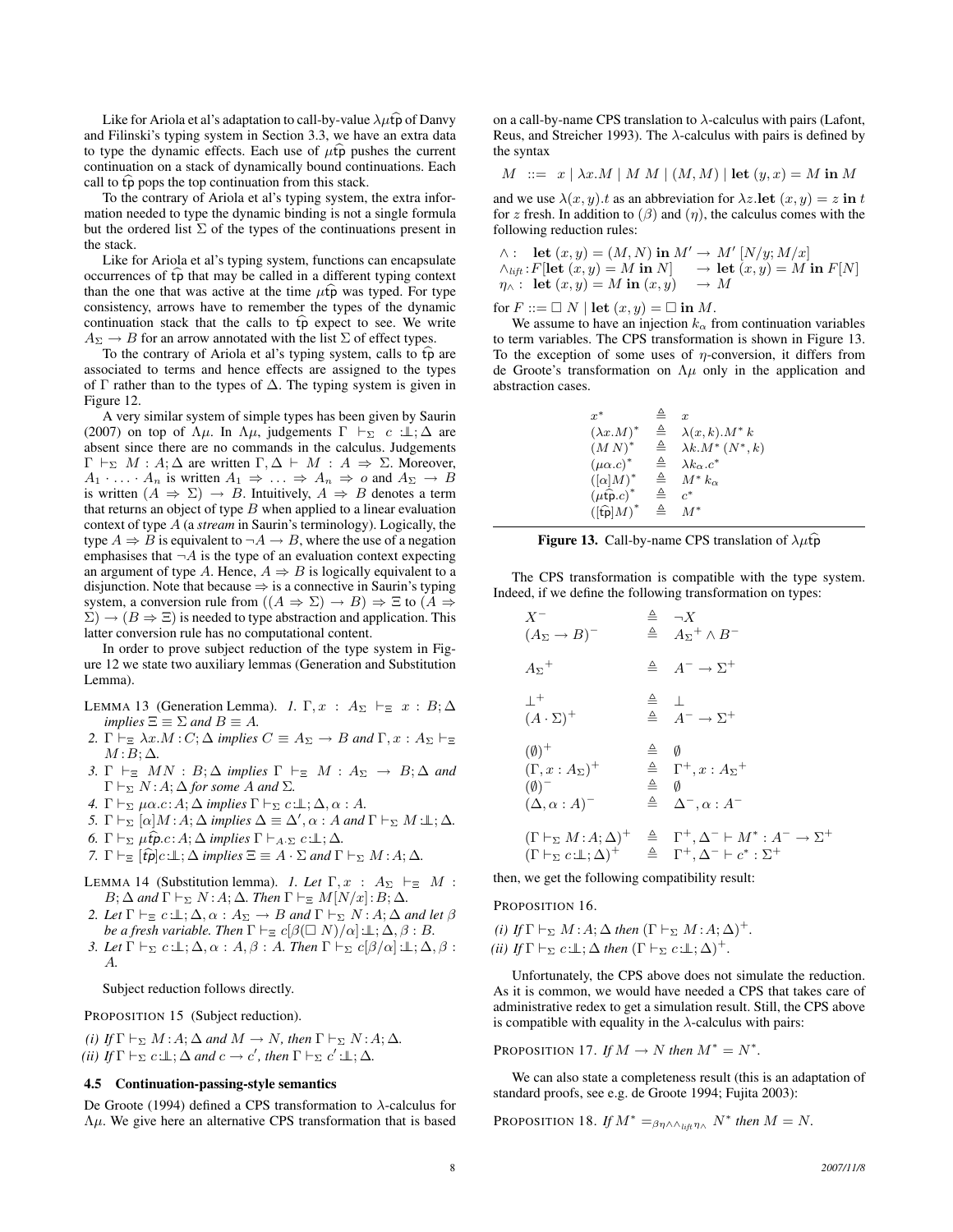Like for Ariola et al's adaptation to call-by-value $\lambda\mu\widehat{\mathrm{tp}}$ of Danvy and Filinski's typing system in Section 3.3, we have an extra data to type the dynamic effects. Each use of $\mu\widehat{\mathrm{tp}}$ pushes the current continuation on a stack of dynamically bound continuations. Each call to $\widehat{\mathrm{tp}}$ pops the top continuation from this stack.

To the contrary of Ariola et al's typing system, the extra information needed to type the dynamic binding is not a single formula but the ordered list $\Sigma$ of the types of the continuations present in the stack.

Like for Ariola et al's typing system, functions can encapsulate occurrences of $\widehat{\mathrm{tp}}$ that may be called in a different typing context than the one that was active at the time $\mu\widehat{\mathrm{tp}}$ was typed. For type consistency, arrows have to remember the types of the dynamic continuation stack that the calls to $\widehat{\mathrm{tp}}$ expect to see. We write $A_\Sigma \to B$ for an arrow annotated with the list $\Sigma$ of effect types.

To the contrary of Ariola et al's typing system, calls to $\widehat{\mathrm{tp}}$ are associated to terms and hence effects are assigned to the types of $\Gamma$ rather than to the types of $\Delta$. The typing system is given in Figure 12.

A very similar system of simple types has been given by Saurin (2007) on top of $\Lambda\mu$. In $\Lambda\mu$, judgements $\Gamma \vdash_\Sigma c : \perp\!\!\!\perp; \Delta$ are absent since there are no commands in the calculus. Judgements $\Gamma \vdash_\Sigma M : A; \Delta$ are written $\Gamma, \Delta \vdash M : A \Rightarrow \Sigma$. Moreover, $A_1 \cdot \ldots \cdot A_n$ is written $A_1 \Rightarrow \ldots \Rightarrow A_n \Rightarrow o$ and $A_\Sigma \to B$ is written $(A \Rightarrow \Sigma) \to B$. Intuitively, $A \Rightarrow B$ denotes a term that returns an object of type $B$ when applied to a linear evaluation context of type $A$ (a *stream* in Saurin's terminology). Logically, the type $A \Rightarrow B$ is equivalent to $\neg A \to B$, where the use of a negation emphasises that $\neg A$ is the type of an evaluation context expecting an argument of type $A$. Hence, $A \Rightarrow B$ is logically equivalent to a disjunction. Note that because $\Rightarrow$ is a connective in Saurin's typing system, a conversion rule from $((A \Rightarrow \Sigma) \to B) \Rightarrow \Xi$ to $(A \Rightarrow \Sigma) \to (B \Rightarrow \Xi)$ is needed to type abstraction and application. This latter conversion rule has no computational content.

In order to prove subject reduction of the type system in Figure 12 we state two auxiliary lemmas (Generation and Substitution Lemma).

LEMMA 13 (Generation Lemma). *1.* $\Gamma, x : A_\Sigma \vdash_\Xi x : B; \Delta$ *implies* $\Xi \equiv \Sigma$ *and* $B \equiv A$.

*2.* $\Gamma \vdash_\Xi \lambda x.M : C; \Delta$ *implies* $C \equiv A_\Sigma \to B$ *and* $\Gamma, x : A_\Sigma \vdash_\Xi M : B; \Delta$.

*3.* $\Gamma \vdash_\Xi MN : B; \Delta$ *implies* $\Gamma \vdash_\Xi M : A_\Sigma \to B; \Delta$ *and* $\Gamma \vdash_\Sigma N : A; \Delta$ *for some* $A$ *and* $\Sigma$.

*4.* $\Gamma \vdash_\Sigma \mu\alpha.c : A; \Delta$ *implies* $\Gamma \vdash_\Sigma c : \perp\!\!\!\perp; \Delta, \alpha : A$.

*5.* $\Gamma \vdash_\Sigma [\alpha]M : A; \Delta$ *implies* $\Delta \equiv \Delta', \alpha : A$ *and* $\Gamma \vdash_\Sigma M : \perp\!\!\!\perp; \Delta$.

*6.* $\Gamma \vdash_\Sigma \mu\widehat{\mathrm{tp}}.c : A; \Delta$ *implies* $\Gamma \vdash_{A \cdot \Sigma} c : \perp\!\!\!\perp; \Delta$.

*7.* $\Gamma \vdash_\Xi [\widehat{\mathrm{tp}}]c : \perp\!\!\!\perp; \Delta$ *implies* $\Xi \equiv A \cdot \Sigma$ *and* $\Gamma \vdash_\Sigma M : A; \Delta$.

LEMMA 14 (Substitution lemma). *1. Let* $\Gamma, x : A_\Sigma \vdash_\Xi M : B; \Delta$ *and* $\Gamma \vdash_\Sigma N : A; \Delta$. *Then* $\Gamma \vdash_\Xi M[N/x] : B; \Delta$.

*2. Let* $\Gamma \vdash_\Xi c : \perp\!\!\!\perp; \Delta, \alpha : A_\Sigma \to B$ *and* $\Gamma \vdash_\Sigma N : A; \Delta$ *and let* $\beta$ *be a fresh variable. Then* $\Gamma \vdash_\Xi c[\beta(\Box\ N)/\alpha] : \perp\!\!\!\perp; \Delta, \beta : B$.

*3. Let* $\Gamma \vdash_\Sigma c : \perp\!\!\!\perp; \Delta, \alpha : A, \beta : A$. *Then* $\Gamma \vdash_\Sigma c[\beta/\alpha] : \perp\!\!\!\perp; \Delta, \beta : A$.

Subject reduction follows directly.

PROPOSITION 15 (Subject reduction).

*(i) If* $\Gamma \vdash_\Sigma M : A; \Delta$ *and* $M \to N$, *then* $\Gamma \vdash_\Sigma N : A; \Delta$.

*(ii) If* $\Gamma \vdash_\Sigma c : \perp\!\!\!\perp; \Delta$ *and* $c \to c'$, *then* $\Gamma \vdash_\Sigma c' : \perp\!\!\!\perp; \Delta$.

### 4.5 Continuation-passing-style semantics

De Groote (1994) defined a CPS transformation to $\lambda$-calculus for $\Lambda\mu$. We give here an alternative CPS transformation that is based on a call-by-name CPS translation to $\lambda$-calculus with pairs (Lafont, Reus, and Streicher 1993). The $\lambda$-calculus with pairs is defined by the syntax

$$M \ ::= \ x \mid \lambda x.M \mid M\ M \mid (M, M) \mid \mathbf{let}\ (y, x) = M\ \mathbf{in}\ M$$

and we use $\lambda(x, y).t$ as an abbreviation for $\lambda z.\mathbf{let}\ (x, y) = z\ \mathbf{in}\ t$ for $z$ fresh. In addition to $(\beta)$ and $(\eta)$, the calculus comes with the following reduction rules:

$$\begin{array}{lll}
\wedge: & \mathbf{let}\ (x, y) = (M, N)\ \mathbf{in}\ M' & \to M'\ [N/y; M/x] \\
\wedge_{lift}: & F[\mathbf{let}\ (x, y) = M\ \mathbf{in}\ N] & \to \mathbf{let}\ (x, y) = M\ \mathbf{in}\ F[N] \\
\eta_\wedge: & \mathbf{let}\ (x, y) = M\ \mathbf{in}\ (x, y) & \to M
\end{array}$$

for $F ::= \Box\ N \mid \mathbf{let}\ (x, y) = \Box\ \mathbf{in}\ M$.

We assume to have an injection $k_\alpha$ from continuation variables to term variables. The CPS transformation is shown in Figure 13. To the exception of some uses of $\eta$-conversion, it differs from de Groote's transformation on $\Lambda\mu$ only in the application and abstraction cases.

$$\begin{array}{lcl}
x^* & \triangleq & x \\
(\lambda x.M)^* & \triangleq & \lambda(x, k).M^*\ k \\
(M\ N)^* & \triangleq & \lambda k.M^*\ (N^*, k) \\
(\mu\alpha.c)^* & \triangleq & \lambda k_\alpha.c^* \\
([\alpha]M)^* & \triangleq & M^*\ k_\alpha \\
(\mu\widehat{\mathrm{tp}}.c)^* & \triangleq & c^* \\
([\widehat{\mathrm{tp}}]M)^* & \triangleq & M^*
\end{array}$$

**Figure 13.** Call-by-name CPS translation of $\lambda\mu\widehat{\mathrm{tp}}$

The CPS transformation is compatible with the type system. Indeed, if we define the following transformation on types:

$$\begin{array}{lcl}
X^- & \triangleq & \neg X \\
(A_\Sigma \to B)^- & \triangleq & {A_\Sigma}^+ \wedge B^- \\
{A_\Sigma}^+ & \triangleq & A^- \to \Sigma^+ \\
\perp^+ & \triangleq & \perp \\
(A \cdot \Sigma)^+ & \triangleq & A^- \to \Sigma^+ \\
(\emptyset)^+ & \triangleq & \emptyset \\
(\Gamma, x : A_\Sigma)^+ & \triangleq & \Gamma^+, x : {A_\Sigma}^+ \\
(\emptyset)^- & \triangleq & \emptyset \\
(\Delta, \alpha : A)^- & \triangleq & \Delta^-, \alpha : A^- \\
(\Gamma \vdash_\Sigma M : A; \Delta)^+ & \triangleq & \Gamma^+, \Delta^- \vdash M^* : A^- \to \Sigma^+ \\
(\Gamma \vdash_\Sigma c : \perp\!\!\!\perp; \Delta)^+ & \triangleq & \Gamma^+, \Delta^- \vdash c^* : \Sigma^+
\end{array}$$

then, we get the following compatibility result:

PROPOSITION 16.

*(i) If* $\Gamma \vdash_\Sigma M : A; \Delta$ *then* $(\Gamma \vdash_\Sigma M : A; \Delta)^+$.

*(ii) If* $\Gamma \vdash_\Sigma c : \perp\!\!\!\perp; \Delta$ *then* $(\Gamma \vdash_\Sigma c : \perp\!\!\!\perp; \Delta)^+$.

Unfortunately, the CPS above does not simulate the reduction. As it is common, we would have needed a CPS that takes care of administrative redex to get a simulation result. Still, the CPS above is compatible with equality in the $\lambda$-calculus with pairs:

PROPOSITION 17. *If* $M \to N$ *then* $M^* = N^*$.

We can also state a completeness result (this is an adaptation of standard proofs, see e.g. de Groote 1994; Fujita 2003):

PROPOSITION 18. *If* $M^* =_{\beta\eta\wedge\wedge_{lift}\eta_\wedge} N^*$ *then* $M = N$.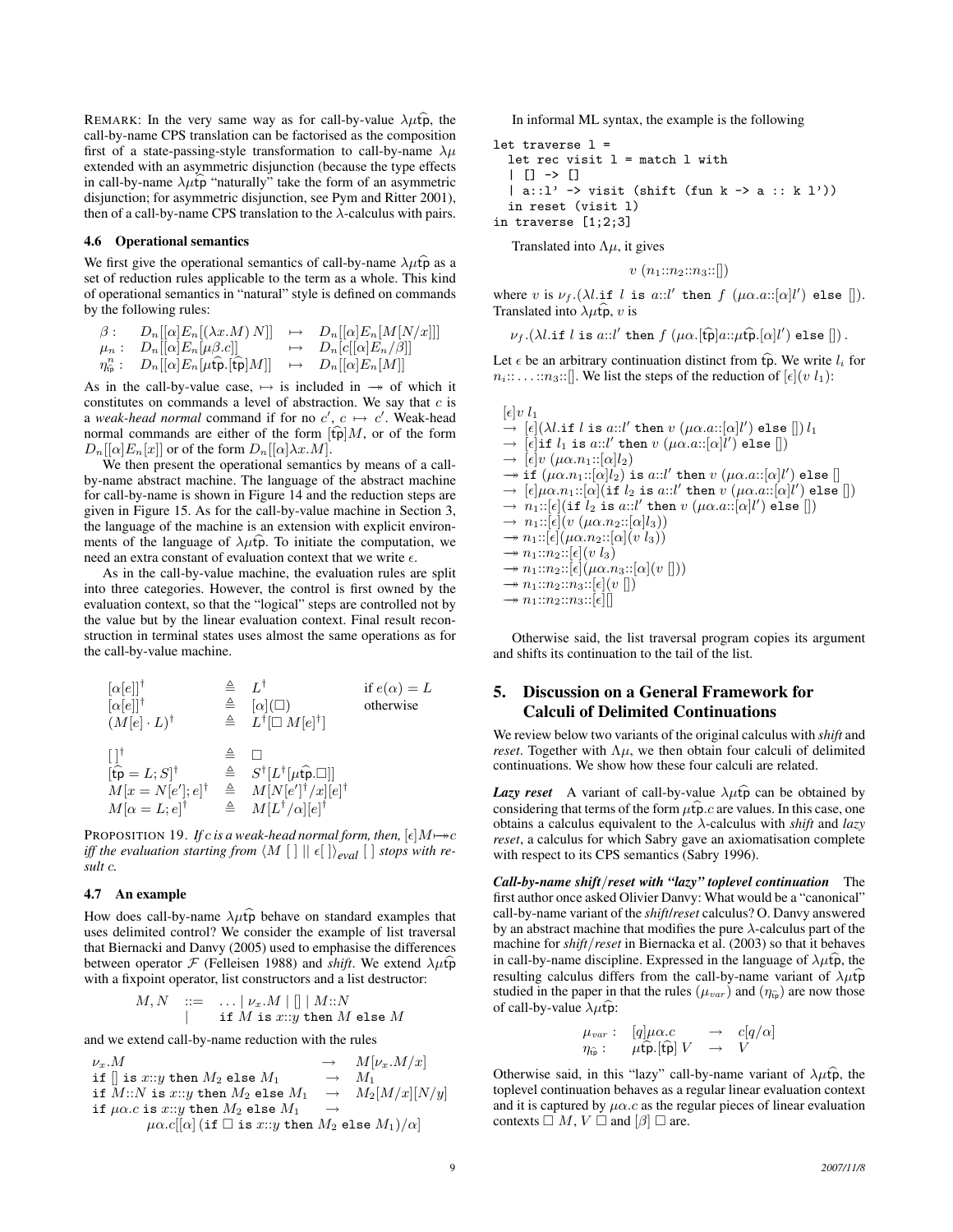REMARK: In the very same way as for call-by-value $\lambda\mu\widehat{\text{tp}}$, the call-by-name CPS translation can be factorised as the composition first of a state-passing-style transformation to call-by-name $\lambda\mu$ extended with an asymmetric disjunction (because the type effects in call-by-name $\lambda\mu\widehat{\text{tp}}$ "naturally" take the form of an asymmetric disjunction; for asymmetric disjunction, see Pym and Ritter 2001), then of a call-by-name CPS translation to the $\lambda$-calculus with pairs.

### 4.6 Operational semantics

We first give the operational semantics of call-by-name $\lambda\mu\widehat{\text{tp}}$ as a set of reduction rules applicable to the term as a whole. This kind of operational semantics in "natural" style is defined on commands by the following rules:

$$
\begin{array}{llll}
\beta: & D_n[[\alpha]E_n[(\lambda x.M)\,N]] & \mapsto & D_n[[\alpha]E_n[M[N/x]]] \\
\mu_n: & D_n[[\alpha]E_n[\mu\beta.c]] & \mapsto & D_n[c[[\alpha]E_n/\beta]] \\
\eta^n_{\widehat{\text{tp}}}: & D_n[[\alpha]E_n[\mu\widehat{\text{tp}}.[\widehat{\text{tp}}]M]] & \mapsto & D_n[[\alpha]E_n[M]]
\end{array}
$$

As in the call-by-value case, $\mapsto$ is included in $\twoheadrightarrow$ of which it constitutes on commands a level of abstraction. We say that $c$ is a *weak-head normal* command if for no $c'$, $c \mapsto c'$. Weak-head normal commands are either of the form $[\widehat{\text{tp}}]M$, or of the form $D_n[[\alpha]E_n[x]]$ or of the form $D_n[[\alpha]\lambda x.M]$.

We then present the operational semantics by means of a call-by-name abstract machine. The language of the abstract machine for call-by-name is shown in Figure 14 and the reduction steps are given in Figure 15. As for the call-by-value machine in Section 3, the language of the machine is an extension with explicit environments of the language of $\lambda\mu\widehat{\text{tp}}$. To initiate the computation, we need an extra constant of evaluation context that we write $\epsilon$.

As in the call-by-value machine, the evaluation rules are split into three categories. However, the control is first owned by the evaluation context, so that the "logical" steps are controlled not by the value but by the linear evaluation context. Final result reconstruction in terminal states uses almost the same operations as for the call-by-value machine.

$$
\begin{array}{lll}
[\alpha[e]]^\dagger & \triangleq\ L^\dagger & \text{if } e(\alpha) = L \\
[\alpha[e]]^\dagger & \triangleq\ [\alpha](\Box) & \text{otherwise} \\
(M[e]\cdot L)^\dagger & \triangleq\ L^\dagger[\Box\ M[e]^\dagger] & \\
 & & \\
[\,]^\dagger & \triangleq\ \Box & \\
[\widehat{\text{tp}} = L; S]^\dagger & \triangleq\ S^\dagger[L^\dagger[\mu\widehat{\text{tp}}.\Box]] & \\
M[x = N[e']; e]^\dagger & \triangleq\ M[N[e']^\dagger/x][e]^\dagger & \\
M[\alpha = L; e]^\dagger & \triangleq\ M[L^\dagger/\alpha][e]^\dagger &
\end{array}
$$

PROPOSITION 19. *If $c$ is a weak-head normal form, then, $[\epsilon]M \mapsto\!\!\!\twoheadrightarrow c$ iff the evaluation starting from $\langle M\ [\,]\ \|\ \epsilon[\,]\rangle_{eval}\ [\,]$ stops with result $c$.*

### 4.7 An example

How does call-by-name $\lambda\mu\widehat{\text{tp}}$ behave on standard examples that uses delimited control? We consider the example of list traversal that Biernacki and Danvy (2005) used to emphasise the differences between operator $\mathcal{F}$ (Felleisen 1988) and *shift*. We extend $\lambda\mu\widehat{\text{tp}}$ with a fixpoint operator, list constructors and a list destructor:

$$
\begin{array}{lll}
M, N & ::= & \ldots \mid \nu_x.M \mid [] \mid M{::}N \\
 & \mid & \texttt{if } M \texttt{ is } x{::}y \texttt{ then } M \texttt{ else } M
\end{array}
$$

and we extend call-by-name reduction with the rules

$$
\begin{array}{lll}
\nu_x.M & \rightarrow & M[\nu_x.M/x] \\
\texttt{if } [] \texttt{ is } x{::}y \texttt{ then } M_2 \texttt{ else } M_1 & \rightarrow & M_1 \\
\texttt{if } M{::}N \texttt{ is } x{::}y \texttt{ then } M_2 \texttt{ else } M_1 & \rightarrow & M_2[M/x][N/y] \\
\texttt{if } \mu\alpha.c \texttt{ is } x{::}y \texttt{ then } M_2 \texttt{ else } M_1 & \rightarrow & \\
\quad \mu\alpha.c[[\alpha]\,(\texttt{if } \Box \texttt{ is } x{::}y \texttt{ then } M_2 \texttt{ else } M_1)/\alpha] & &
\end{array}
$$

In informal ML syntax, the example is the following

```
let traverse l =
  let rec visit l = match l with
  | [] -> []
  | a::l' -> visit (shift (fun k -> a :: k l'))
  in reset (visit l)
in traverse [1;2;3]
```

Translated into $\Lambda\mu$, it gives

$$v\ (n_1{::}n_2{::}n_3{::}[])$$

where $v$ is $\nu_f.(\lambda l.\texttt{if } l \texttt{ is } a{::}l' \texttt{ then } f\ (\mu\alpha.a{::}[\alpha]l') \texttt{ else } [])$. Translated into $\lambda\mu\widehat{\text{tp}}$, $v$ is

$$\nu_f.(\lambda l.\texttt{if } l \texttt{ is } a{::}l' \texttt{ then } f\ (\mu\alpha.[\widehat{\text{tp}}]a{::}\mu\widehat{\text{tp}}.[\alpha]l') \texttt{ else } [])\,.$$

Let $\epsilon$ be an arbitrary continuation distinct from $\widehat{\text{tp}}$. We write $l_i$ for $n_i{::}\ldots{::}n_3{::}[]$. We list the steps of the reduction of $[\epsilon](v\ l_1)$:

$$
\begin{array}{l}
[\epsilon]v\ l_1 \\
\rightarrow\ [\epsilon](\lambda l.\texttt{if } l \texttt{ is } a{::}l' \texttt{ then } v\ (\mu\alpha.a{::}[\alpha]l') \texttt{ else } [])\ l_1 \\
\rightarrow\ [\epsilon]\texttt{if } l_1 \texttt{ is } a{::}l' \texttt{ then } v\ (\mu\alpha.a{::}[\alpha]l') \texttt{ else } []) \\
\rightarrow\ [\epsilon]v\ (\mu\alpha.n_1{::}[\alpha]l_2) \\
\twoheadrightarrow \texttt{if } (\mu\alpha.n_1{::}[\alpha]l_2) \texttt{ is } a{::}l' \texttt{ then } v\ (\mu\alpha.a{::}[\alpha]l') \texttt{ else } [] \\
\rightarrow\ [\epsilon]\mu\alpha.n_1{::}[\alpha](\texttt{if } l_2 \texttt{ is } a{::}l' \texttt{ then } v\ (\mu\alpha.a{::}[\alpha]l') \texttt{ else } []) \\
\rightarrow\ n_1{::}[\epsilon](\texttt{if } l_2 \texttt{ is } a{::}l' \texttt{ then } v\ (\mu\alpha.a{::}[\alpha]l') \texttt{ else } []) \\
\rightarrow\ n_1{::}[\epsilon](v\ (\mu\alpha.n_2{::}[\alpha]l_3)) \\
\twoheadrightarrow n_1{::}[\epsilon](\mu\alpha.n_2{::}[\alpha](v\ l_3)) \\
\twoheadrightarrow n_1{::}n_2{::}[\epsilon](v\ l_3) \\
\twoheadrightarrow n_1{::}n_2{::}[\epsilon](\mu\alpha.n_3{::}[\alpha](v\ [])) \\
\twoheadrightarrow n_1{::}n_2{::}n_3{::}[\epsilon](v\ []) \\
\twoheadrightarrow n_1{::}n_2{::}n_3{::}[\epsilon][]
\end{array}
$$

Otherwise said, the list traversal program copies its argument and shifts its continuation to the tail of the list.

## 5. Discussion on a General Framework for Calculi of Delimited Continuations

We review below two variants of the original calculus with *shift* and *reset*. Together with $\Lambda\mu$, we then obtain four calculi of delimited continuations. We show how these four calculi are related.

***Lazy reset*** A variant of call-by-value $\lambda\mu\widehat{\text{tp}}$ can be obtained by considering that terms of the form $\mu\widehat{\text{tp}}.c$ are values. In this case, one obtains a calculus equivalent to the $\lambda$-calculus with *shift* and *lazy reset*, a calculus for which Sabry gave an axiomatisation complete with respect to its CPS semantics (Sabry 1996).

***Call-by-name shift/reset with "lazy" toplevel continuation*** The first author once asked Olivier Danvy: What would be a "canonical" call-by-name variant of the *shift/reset* calculus? O. Danvy answered by an abstract machine that modifies the pure $\lambda$-calculus part of the machine for *shift/reset* in Biernacka et al. (2003) so that it behaves in call-by-name discipline. Expressed in the language of $\lambda\mu\widehat{\text{tp}}$, the resulting calculus differs from the call-by-name variant of $\lambda\mu\widehat{\text{tp}}$ studied in the paper in that the rules $(\mu_{var})$ and $(\eta_{\widehat{\text{tp}}})$ are now those of call-by-value $\lambda\mu\widehat{\text{tp}}$:

$$
\begin{array}{llll}
\mu_{var}: & [q]\mu\alpha.c & \rightarrow & c[q/\alpha] \\
\eta_{\widehat{\text{tp}}}: & \mu\widehat{\text{tp}}.[\widehat{\text{tp}}]\,V & \rightarrow & V
\end{array}
$$

Otherwise said, in this "lazy" call-by-name variant of $\lambda\mu\widehat{\text{tp}}$, the toplevel continuation behaves as a regular linear evaluation context and it is captured by $\mu\alpha.c$ as the regular pieces of linear evaluation contexts $\Box\ M$, $V\ \Box$ and $[\beta]\ \Box$ are.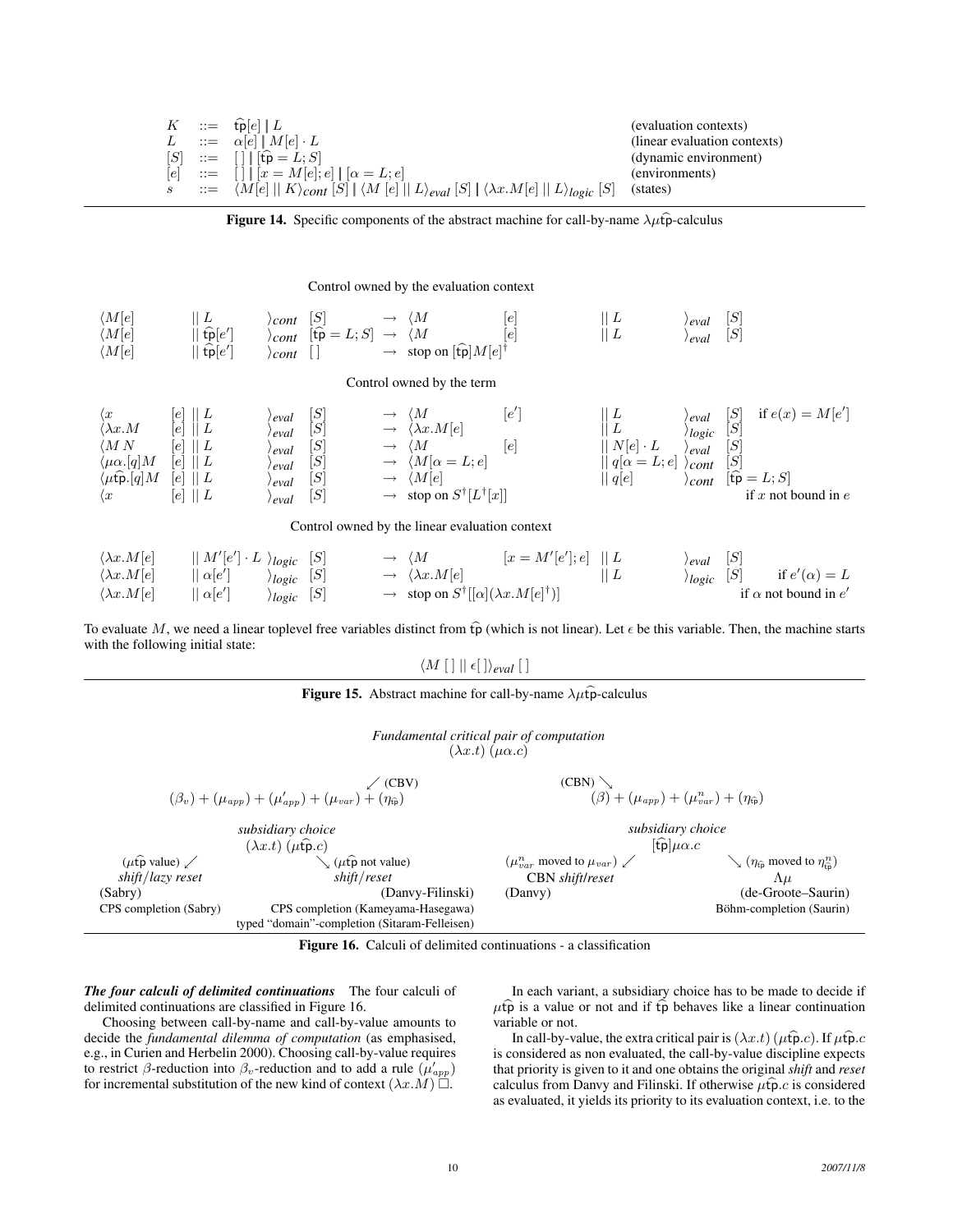$$
\begin{array}{lcll}
K & ::= & \widehat{\mathsf{tp}}[e] \mid L & \text{(evaluation contexts)} \\
L & ::= & \alpha[e] \mid M[e] \cdot L & \text{(linear evaluation contexts)} \\
[S] & ::= & [\,] \mid [\widehat{\mathsf{tp}} = L; S] & \text{(dynamic environment)} \\
[e] & ::= & [\,] \mid [x = M[e]; e] \mid [\alpha = L; e] & \text{(environments)} \\
s & ::= & \langle M[e] \mid\mid K\rangle_{cont}\ [S] \mid \langle M\ [e] \mid\mid L\rangle_{eval}\ [S] \mid \langle \lambda x.M[e] \mid\mid L\rangle_{logic}\ [S] & \text{(states)}
\end{array}
$$

**Figure 14.** Specific components of the abstract machine for call-by-name $\lambda\mu\widehat{\mathsf{tp}}$-calculus

Control owned by the evaluation context

$$
\begin{array}{lcl}
\langle M[e] \mid\mid L\rangle_{cont}\ [S] & \rightarrow & \langle M\ [e] \mid\mid L\rangle_{eval}\ [S] \\
\langle M[e] \mid\mid \widehat{\mathsf{tp}}[e']\rangle_{cont}\ [\widehat{\mathsf{tp}} = L; S] & \rightarrow & \langle M\ [e] \mid\mid L\rangle_{eval}\ [S] \\
\langle M[e] \mid\mid \widehat{\mathsf{tp}}[e']\rangle_{cont}\ [\,] & \rightarrow & \text{stop on } [\widehat{\mathsf{tp}}]M[e]^{\dagger}
\end{array}
$$

Control owned by the term

$$
\begin{array}{lcll}
\langle x\ [e] \mid\mid L\rangle_{eval}\ [S] & \rightarrow & \langle M\ [e'] \mid\mid L\rangle_{eval}\ [S] & \text{if } e(x) = M[e'] \\
\langle \lambda x.M\ [e] \mid\mid L\rangle_{eval}\ [S] & \rightarrow & \langle \lambda x.M[e] \mid\mid L\rangle_{logic}\ [S] & \\
\langle M\,N\ [e] \mid\mid L\rangle_{eval}\ [S] & \rightarrow & \langle M\ [e] \mid\mid N[e]\cdot L\rangle_{eval}\ [S] & \\
\langle \mu\alpha.[q]M\ [e] \mid\mid L\rangle_{eval}\ [S] & \rightarrow & \langle M[\alpha = L; e] \mid\mid q[\alpha = L; e]\rangle_{cont}\ [S] & \\
\langle \mu\widehat{\mathsf{tp}}.[q]M\ [e] \mid\mid L\rangle_{eval}\ [S] & \rightarrow & \langle M[e] \mid\mid q[e]\rangle_{cont}\ [\widehat{\mathsf{tp}} = L; S] & \\
\langle x\ [e] \mid\mid L\rangle_{eval}\ [S] & \rightarrow & \text{stop on } S^{\dagger}[L^{\dagger}[x]] & \text{if } x \text{ not bound in } e
\end{array}
$$

Control owned by the linear evaluation context

$$
\begin{array}{lcll}
\langle \lambda x.M[e] \mid\mid M'[e']\cdot L\rangle_{logic}\ [S] & \rightarrow & \langle M\ [x = M'[e']; e] \mid\mid L\rangle_{eval}\ [S] & \\
\langle \lambda x.M[e] \mid\mid \alpha[e']\rangle_{logic}\ [S] & \rightarrow & \langle \lambda x.M[e] \mid\mid L\rangle_{logic}\ [S] & \text{if } e'(\alpha) = L \\
\langle \lambda x.M[e] \mid\mid \alpha[e']\rangle_{logic}\ [S] & \rightarrow & \text{stop on } S^{\dagger}[[\alpha](\lambda x.M[e]^{\dagger})] & \text{if } \alpha \text{ not bound in } e'
\end{array}
$$

To evaluate $M$, we need a linear toplevel free variables distinct from $\widehat{\mathsf{tp}}$ (which is not linear). Let $\epsilon$ be this variable. Then, the machine starts with the following initial state:

$$\langle M\ [\,] \mid\mid \epsilon[\,]\rangle_{eval}\ [\,]$$

**Figure 15.** Abstract machine for call-by-name $\lambda\mu\widehat{\mathsf{tp}}$-calculus

*Fundamental critical pair of computation*
$(\lambda x.t)\ (\mu\alpha.c)$

- (CBV) ↙ $(\beta_v) + (\mu_{app}) + (\mu'_{app}) + (\mu_{var}) + (\eta_{\widehat{\mathsf{tp}}})$
  - *subsidiary choice* $(\lambda x.t)\ (\mu\widehat{\mathsf{tp}}.c)$
    - ($\mu\widehat{\mathsf{tp}}$ value) ↙ *shift*/*lazy reset* (Sabry) — CPS completion (Sabry)
    - ↘ ($\mu\widehat{\mathsf{tp}}$ not value) *shift*/*reset* (Danvy-Filinski) — CPS completion (Kameyama-Hasegawa); typed "domain"-completion (Sitaram-Felleisen)
- (CBN) ↘ $(\beta) + (\mu_{app}) + (\mu^n_{var}) + (\eta_{\widehat{\mathsf{tp}}})$
  - *subsidiary choice* $[\widehat{\mathsf{tp}}]\mu\alpha.c$
    - ($\mu^n_{var}$ moved to $\mu_{var}$) ↙ CBN *shift*/*reset* (Danvy)
    - ↘ ($\eta_{\widehat{\mathsf{tp}}}$ moved to $\eta^n_{\widehat{\mathsf{tp}}}$) $\Lambda\mu$ (de-Groote–Saurin) — Böhm-completion (Saurin)

**Figure 16.** Calculi of delimited continuations - a classification

***The four calculi of delimited continuations*** The four calculi of delimited continuations are classified in Figure 16.

Choosing between call-by-name and call-by-value amounts to decide the *fundamental dilemma of computation* (as emphasised, e.g., in Curien and Herbelin 2000). Choosing call-by-value requires to restrict $\beta$-reduction into $\beta_v$-reduction and to add a rule $(\mu'_{app})$ for incremental substitution of the new kind of context $(\lambda x.M)\ \Box$.

In each variant, a subsidiary choice has to be made to decide if $\mu\widehat{\mathsf{tp}}$ is a value or not and if $\widehat{\mathsf{tp}}$ behaves like a linear continuation variable or not.

In call-by-value, the extra critical pair is $(\lambda x.t)\ (\mu\widehat{\mathsf{tp}}.c)$. If $\mu\widehat{\mathsf{tp}}.c$ is considered as non evaluated, the call-by-value discipline expects that priority is given to it and one obtains the original *shift* and *reset* calculus from Danvy and Filinski. If otherwise $\mu\widehat{\mathsf{tp}}.c$ is considered as evaluated, it yields its priority to its evaluation context, i.e. to the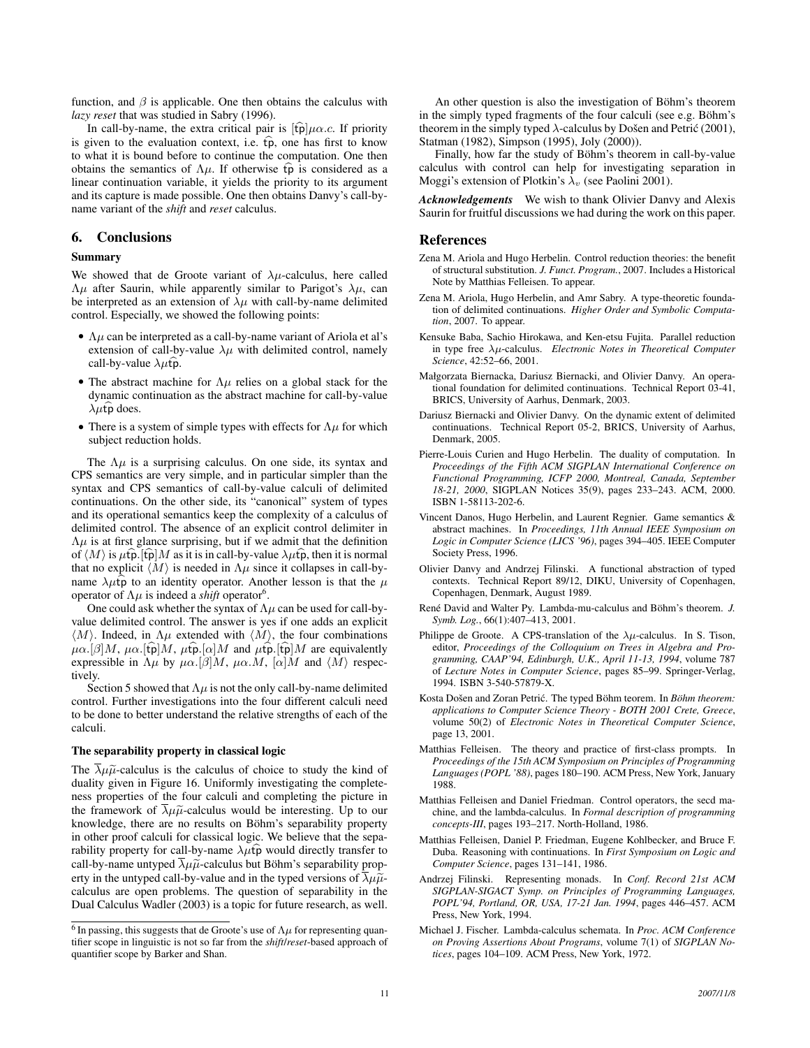function, and $\beta$ is applicable. One then obtains the calculus with *lazy reset* that was studied in Sabry (1996).

In call-by-name, the extra critical pair is $[\widehat{\mathsf{tp}}]\mu\alpha.c$. If priority is given to the evaluation context, i.e. $\widehat{\mathsf{tp}}$, one has first to know to what it is bound before to continue the computation. One then obtains the semantics of $\Lambda\mu$. If otherwise $\widehat{\mathsf{tp}}$ is considered as a linear continuation variable, it yields the priority to its argument and its capture is made possible. One then obtains Danvy's call-by-name variant of the *shift* and *reset* calculus.

## 6. Conclusions

### Summary

We showed that de Groote variant of $\lambda\mu$-calculus, here called $\Lambda\mu$ after Saurin, while apparently similar to Parigot's $\lambda\mu$, can be interpreted as an extension of $\lambda\mu$ with call-by-name delimited control. Especially, we showed the following points:

- $\Lambda\mu$ can be interpreted as a call-by-name variant of Ariola et al's extension of call-by-value $\lambda\mu$ with delimited control, namely call-by-value $\lambda\mu\widehat{\mathsf{tp}}$.
- The abstract machine for $\Lambda\mu$ relies on a global stack for the dynamic continuation as the abstract machine for call-by-value $\lambda\mu\widehat{\mathsf{tp}}$ does.
- There is a system of simple types with effects for $\Lambda\mu$ for which subject reduction holds.

The $\Lambda\mu$ is a surprising calculus. On one side, its syntax and CPS semantics are very simple, and in particular simpler than the syntax and CPS semantics of call-by-value calculi of delimited continuations. On the other side, its "canonical" system of types and its operational semantics keep the complexity of a calculus of delimited control. The absence of an explicit control delimiter in $\Lambda\mu$ is at first glance surprising, but if we admit that the definition of $\langle M\rangle$ is $\mu\widehat{\mathsf{tp}}.[\widehat{\mathsf{tp}}]M$ as it is in call-by-value $\lambda\mu\widehat{\mathsf{tp}}$, then it is normal that no explicit $\langle M\rangle$ is needed in $\Lambda\mu$ since it collapses in call-by-name $\lambda\mu\widehat{\mathsf{tp}}$ to an identity operator. Another lesson is that the $\mu$ operator of $\Lambda\mu$ is indeed a *shift* operator[6].

One could ask whether the syntax of $\Lambda\mu$ can be used for call-by-value delimited control. The answer is yes if one adds an explicit $\langle M\rangle$. Indeed, in $\Lambda\mu$ extended with $\langle M\rangle$, the four combinations $\mu\alpha.[\beta]M$, $\mu\alpha.[\widehat{\mathsf{tp}}]M$, $\mu\widehat{\mathsf{tp}}.[\alpha]M$ and $\mu\widehat{\mathsf{tp}}.[\widehat{\mathsf{tp}}]M$ are equivalently expressible in $\Lambda\mu$ by $\mu\alpha.[\beta]M$, $\mu\alpha.M$, $[\alpha]M$ and $\langle M\rangle$ respectively.

Section 5 showed that $\Lambda\mu$ is not the only call-by-name delimited control. Further investigations into the four different calculi need to be done to better understand the relative strengths of each of the calculi.

### The separability property in classical logic

The $\overline{\lambda}\mu\widetilde{\mu}$-calculus is the calculus of choice to study the kind of duality given in Figure 16. Uniformly investigating the completeness properties of the four calculi and completing the picture in the framework of $\overline{\lambda}\mu\widetilde{\mu}$-calculus would be interesting. Up to our knowledge, there are no results on Böhm's separability property in other proof calculi for classical logic. We believe that the separability property for call-by-name $\lambda\mu\widehat{\mathsf{tp}}$ would directly transfer to call-by-name untyped $\overline{\lambda}\mu\widetilde{\mu}$-calculus but Böhm's separability property in the untyped call-by-value and in the typed versions of $\overline{\lambda}\mu\widetilde{\mu}$-calculus are open problems. The question of separability in the Dual Calculus Wadler (2003) is a topic for future research, as well.

An other question is also the investigation of Böhm's theorem in the simply typed fragments of the four calculi (see e.g. Böhm's theorem in the simply typed $\lambda$-calculus by Došen and Petrić (2001), Statman (1982), Simpson (1995), Joly (2000)).

Finally, how far the study of Böhm's theorem in call-by-value calculus with control can help for investigating separation in Moggi's extension of Plotkin's $\lambda_v$ (see Paolini 2001).

***Acknowledgements*** We wish to thank Olivier Danvy and Alexis Saurin for fruitful discussions we had during the work on this paper.

## References

Zena M. Ariola and Hugo Herbelin. Control reduction theories: the benefit of structural substitution. *J. Funct. Program.*, 2007. Includes a Historical Note by Matthias Felleisen. To appear.

Zena M. Ariola, Hugo Herbelin, and Amr Sabry. A type-theoretic foundation of delimited continuations. *Higher Order and Symbolic Computation*, 2007. To appear.

Kensuke Baba, Sachio Hirokawa, and Ken-etsu Fujita. Parallel reduction in type free $\lambda\mu$-calculus. *Electronic Notes in Theoretical Computer Science*, 42:52–66, 2001.

Małgorzata Biernacka, Dariusz Biernacki, and Olivier Danvy. An operational foundation for delimited continuations. Technical Report 03-41, BRICS, University of Aarhus, Denmark, 2003.

Dariusz Biernacki and Olivier Danvy. On the dynamic extent of delimited continuations. Technical Report 05-2, BRICS, University of Aarhus, Denmark, 2005.

Pierre-Louis Curien and Hugo Herbelin. The duality of computation. In *Proceedings of the Fifth ACM SIGPLAN International Conference on Functional Programming, ICFP 2000, Montreal, Canada, September 18-21, 2000*, SIGPLAN Notices 35(9), pages 233–243. ACM, 2000. ISBN 1-58113-202-6.

Vincent Danos, Hugo Herbelin, and Laurent Regnier. Game semantics & abstract machines. In *Proceedings, 11th Annual IEEE Symposium on Logic in Computer Science (LICS '96)*, pages 394–405. IEEE Computer Society Press, 1996.

Olivier Danvy and Andrzej Filinski. A functional abstraction of typed contexts. Technical Report 89/12, DIKU, University of Copenhagen, Copenhagen, Denmark, August 1989.

René David and Walter Py. Lambda-mu-calculus and Böhm's theorem. *J. Symb. Log.*, 66(1):407–413, 2001.

Philippe de Groote. A CPS-translation of the $\lambda\mu$-calculus. In S. Tison, editor, *Proceedings of the Colloquium on Trees in Algebra and Programming, CAAP'94, Edinburgh, U.K., April 11-13, 1994*, volume 787 of *Lecture Notes in Computer Science*, pages 85–99. Springer-Verlag, 1994. ISBN 3-540-57879-X.

Kosta Došen and Zoran Petrić. The typed Böhm teorem. In *Böhm theorem: applications to Computer Science Theory - BOTH 2001 Crete, Greece*, volume 50(2) of *Electronic Notes in Theoretical Computer Science*, page 13, 2001.

Matthias Felleisen. The theory and practice of first-class prompts. In *Proceedings of the 15th ACM Symposium on Principles of Programming Languages (POPL '88)*, pages 180–190. ACM Press, New York, January 1988.

Matthias Felleisen and Daniel Friedman. Control operators, the secd machine, and the lambda-calculus. In *Formal description of programming concepts-III*, pages 193–217. North-Holland, 1986.

Matthias Felleisen, Daniel P. Friedman, Eugene Kohlbecker, and Bruce F. Duba. Reasoning with continuations. In *First Symposium on Logic and Computer Science*, pages 131–141, 1986.

Andrzej Filinski. Representing monads. In *Conf. Record 21st ACM SIGPLAN-SIGACT Symp. on Principles of Programming Languages, POPL'94, Portland, OR, USA, 17-21 Jan. 1994*, pages 446–457. ACM Press, New York, 1994.

Michael J. Fischer. Lambda-calculus schemata. In *Proc. ACM Conference on Proving Assertions About Programs*, volume 7(1) of *SIGPLAN Notices*, pages 104–109. ACM Press, New York, 1972.

[6] In passing, this suggests that de Groote's use of $\Lambda\mu$ for representing quantifier scope in linguistic is not so far from the *shift*/*reset*-based approach of quantifier scope by Barker and Shan.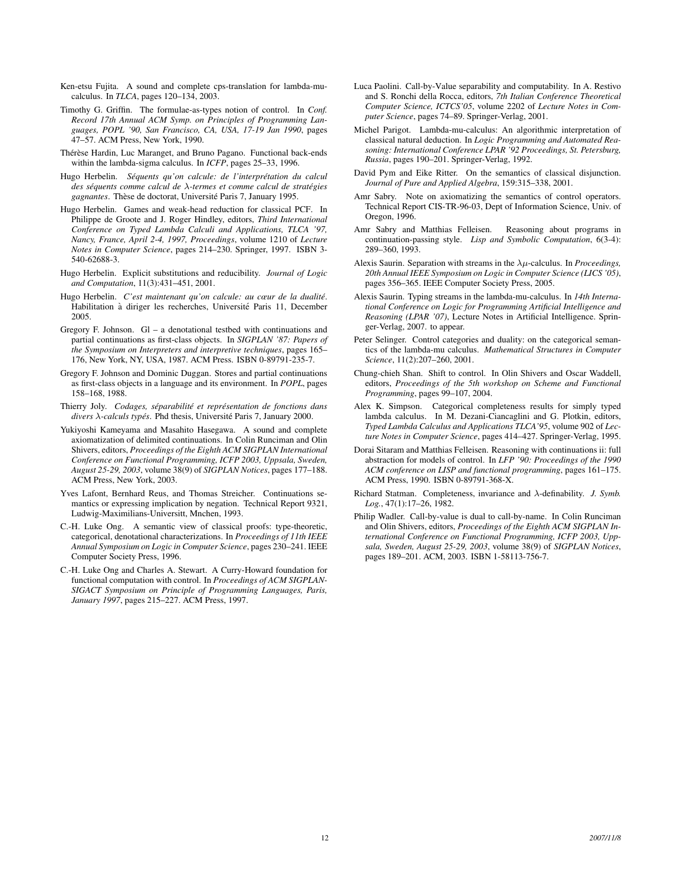Ken-etsu Fujita. A sound and complete cps-translation for lambda-mu-calculus. In *TLCA*, pages 120–134, 2003.

Timothy G. Griffin. The formulae-as-types notion of control. In *Conf. Record 17th Annual ACM Symp. on Principles of Programming Languages, POPL '90, San Francisco, CA, USA, 17-19 Jan 1990*, pages 47–57. ACM Press, New York, 1990.

Thérèse Hardin, Luc Maranget, and Bruno Pagano. Functional back-ends within the lambda-sigma calculus. In *ICFP*, pages 25–33, 1996.

Hugo Herbelin. *Séquents qu'on calcule: de l'interprétation du calcul des séquents comme calcul de $\lambda$-termes et comme calcul de stratégies gagnantes*. Thèse de doctorat, Université Paris 7, January 1995.

Hugo Herbelin. Games and weak-head reduction for classical PCF. In Philippe de Groote and J. Roger Hindley, editors, *Third International Conference on Typed Lambda Calculi and Applications, TLCA '97, Nancy, France, April 2-4, 1997, Proceedings*, volume 1210 of *Lecture Notes in Computer Science*, pages 214–230. Springer, 1997. ISBN 3-540-62688-3.

Hugo Herbelin. Explicit substitutions and reducibility. *Journal of Logic and Computation*, 11(3):431–451, 2001.

Hugo Herbelin. *C'est maintenant qu'on calcule: au cœur de la dualité*. Habilitation à diriger les recherches, Université Paris 11, December 2005.

Gregory F. Johnson. Gl – a denotational testbed with continuations and partial continuations as first-class objects. In *SIGPLAN '87: Papers of the Symposium on Interpreters and interpretive techniques*, pages 165–176, New York, NY, USA, 1987. ACM Press. ISBN 0-89791-235-7.

Gregory F. Johnson and Dominic Duggan. Stores and partial continuations as first-class objects in a language and its environment. In *POPL*, pages 158–168, 1988.

Thierry Joly. *Codages, séparabilité et représentation de fonctions dans divers $\lambda$-calculs typés*. Phd thesis, Université Paris 7, January 2000.

Yukiyoshi Kameyama and Masahito Hasegawa. A sound and complete axiomatization of delimited continuations. In Colin Runciman and Olin Shivers, editors, *Proceedings of the Eighth ACM SIGPLAN International Conference on Functional Programming, ICFP 2003, Uppsala, Sweden, August 25-29, 2003*, volume 38(9) of *SIGPLAN Notices*, pages 177–188. ACM Press, New York, 2003.

Yves Lafont, Bernhard Reus, and Thomas Streicher. Continuations semantics or expressing implication by negation. Technical Report 9321, Ludwig-Maximilians-Universitt, Mnchen, 1993.

C.-H. Luke Ong. A semantic view of classical proofs: type-theoretic, categorical, denotational characterizations. In *Proceedings of 11th IEEE Annual Symposium on Logic in Computer Science*, pages 230–241. IEEE Computer Society Press, 1996.

C.-H. Luke Ong and Charles A. Stewart. A Curry-Howard foundation for functional computation with control. In *Proceedings of ACM SIGPLAN-SIGACT Symposium on Principle of Programming Languages, Paris, January 1997*, pages 215–227. ACM Press, 1997.

Luca Paolini. Call-by-Value separability and computability. In A. Restivo and S. Ronchi della Rocca, editors, *7th Italian Conference Theoretical Computer Science, ICTCS'05*, volume 2202 of *Lecture Notes in Computer Science*, pages 74–89. Springer-Verlag, 2001.

Michel Parigot. Lambda-mu-calculus: An algorithmic interpretation of classical natural deduction. In *Logic Programming and Automated Reasoning: International Conference LPAR '92 Proceedings, St. Petersburg, Russia*, pages 190–201. Springer-Verlag, 1992.

David Pym and Eike Ritter. On the semantics of classical disjunction. *Journal of Pure and Applied Algebra*, 159:315–338, 2001.

Amr Sabry. Note on axiomatizing the semantics of control operators. Technical Report CIS-TR-96-03, Dept of Information Science, Univ. of Oregon, 1996.

Amr Sabry and Matthias Felleisen. Reasoning about programs in continuation-passing style. *Lisp and Symbolic Computation*, 6(3-4): 289–360, 1993.

Alexis Saurin. Separation with streams in the $\lambda\mu$-calculus. In *Proceedings, 20th Annual IEEE Symposium on Logic in Computer Science (LICS '05)*, pages 356–365. IEEE Computer Society Press, 2005.

Alexis Saurin. Typing streams in the lambda-mu-calculus. In *14th International Conference on Logic for Programming Artificial Intelligence and Reasoning (LPAR '07)*, Lecture Notes in Artificial Intelligence. Springer-Verlag, 2007. to appear.

Peter Selinger. Control categories and duality: on the categorical semantics of the lambda-mu calculus. *Mathematical Structures in Computer Science*, 11(2):207–260, 2001.

Chung-chieh Shan. Shift to control. In Olin Shivers and Oscar Waddell, editors, *Proceedings of the 5th workshop on Scheme and Functional Programming*, pages 99–107, 2004.

Alex K. Simpson. Categorical completeness results for simply typed lambda calculus. In M. Dezani-Ciancaglini and G. Plotkin, editors, *Typed Lambda Calculus and Applications TLCA'95*, volume 902 of *Lecture Notes in Computer Science*, pages 414–427. Springer-Verlag, 1995.

Dorai Sitaram and Matthias Felleisen. Reasoning with continuations ii: full abstraction for models of control. In *LFP '90: Proceedings of the 1990 ACM conference on LISP and functional programming*, pages 161–175. ACM Press, 1990. ISBN 0-89791-368-X.

Richard Statman. Completeness, invariance and $\lambda$-definability. *J. Symb. Log.*, 47(1):17–26, 1982.

Philip Wadler. Call-by-value is dual to call-by-name. In Colin Runciman and Olin Shivers, editors, *Proceedings of the Eighth ACM SIGPLAN International Conference on Functional Programming, ICFP 2003, Uppsala, Sweden, August 25-29, 2003*, volume 38(9) of *SIGPLAN Notices*, pages 189–201. ACM, 2003. ISBN 1-58113-756-7.